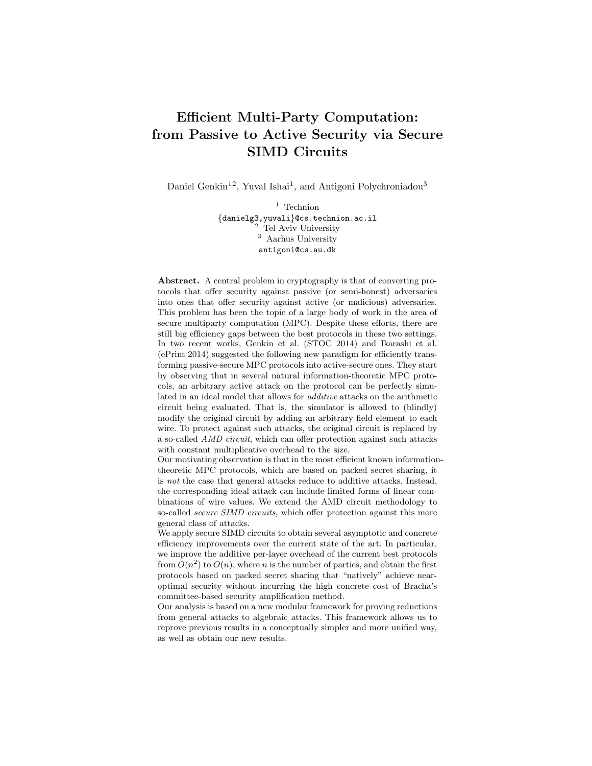# Efficient Multi-Party Computation: from Passive to Active Security via Secure SIMD Circuits

Daniel Genkin[1,2], Yuval Ishai[1], and Antigoni Polychroniadou[3]

[1] Technion
{danielg3,yuvali}@cs.technion.ac.il
[2] Tel Aviv University
[3] Aarhus University
antigoni@cs.au.dk

**Abstract.** A central problem in cryptography is that of converting protocols that offer security against passive (or semi-honest) adversaries into ones that offer security against active (or malicious) adversaries. This problem has been the topic of a large body of work in the area of secure multiparty computation (MPC). Despite these efforts, there are still big efficiency gaps between the best protocols in these two settings. In two recent works, Genkin et al. (STOC 2014) and Ikarashi et al. (ePrint 2014) suggested the following new paradigm for efficiently transforming passive-secure MPC protocols into active-secure ones. They start by observing that in several natural information-theoretic MPC protocols, an arbitrary active attack on the protocol can be perfectly simulated in an ideal model that allows for *additive* attacks on the arithmetic circuit being evaluated. That is, the simulator is allowed to (blindly) modify the original circuit by adding an arbitrary field element to each wire. To protect against such attacks, the original circuit is replaced by a so-called *AMD circuit*, which can offer protection against such attacks with constant multiplicative overhead to the size.
Our motivating observation is that in the most efficient known information-theoretic MPC protocols, which are based on packed secret sharing, it is *not* the case that general attacks reduce to additive attacks. Instead, the corresponding ideal attack can include limited forms of linear combinations of wire values. We extend the AMD circuit methodology to so-called *secure SIMD circuits,* which offer protection against this more general class of attacks.
We apply secure SIMD circuits to obtain several asymptotic and concrete efficiency improvements over the current state of the art. In particular, we improve the additive per-layer overhead of the current best protocols from $O(n^2)$ to $O(n)$, where $n$ is the number of parties, and obtain the first protocols based on packed secret sharing that "natively" achieve near-optimal security without incurring the high concrete cost of Bracha's committee-based security amplification method.
Our analysis is based on a new modular framework for proving reductions from general attacks to algebraic attacks. This framework allows us to reprove previous results in a conceptually simpler and more unified way, as well as obtain our new results.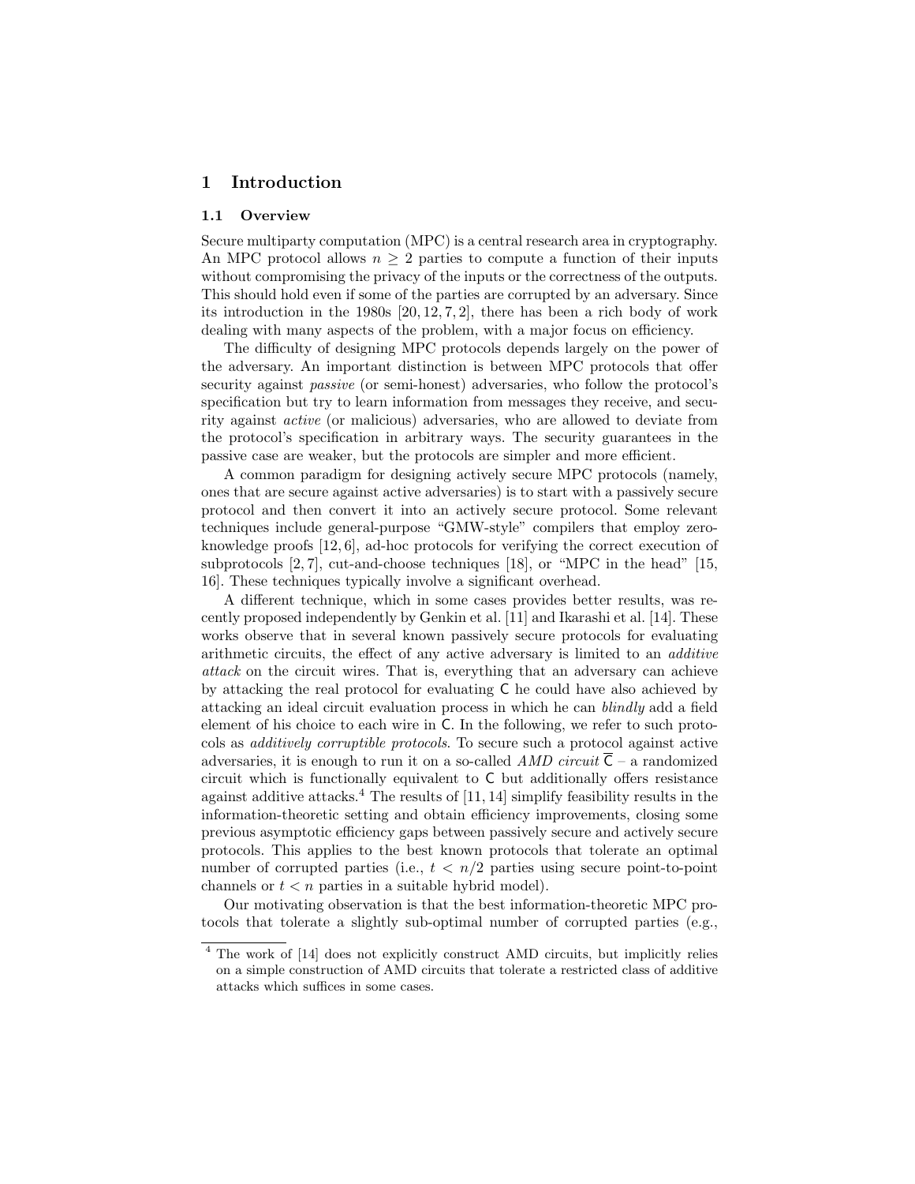# 1 Introduction

## 1.1 Overview

Secure multiparty computation (MPC) is a central research area in cryptography. An MPC protocol allows $n \geq 2$ parties to compute a function of their inputs without compromising the privacy of the inputs or the correctness of the outputs. This should hold even if some of the parties are corrupted by an adversary. Since its introduction in the 1980s [20, 12, 7, 2], there has been a rich body of work dealing with many aspects of the problem, with a major focus on efficiency.

The difficulty of designing MPC protocols depends largely on the power of the adversary. An important distinction is between MPC protocols that offer security against *passive* (or semi-honest) adversaries, who follow the protocol's specification but try to learn information from messages they receive, and security against *active* (or malicious) adversaries, who are allowed to deviate from the protocol's specification in arbitrary ways. The security guarantees in the passive case are weaker, but the protocols are simpler and more efficient.

A common paradigm for designing actively secure MPC protocols (namely, ones that are secure against active adversaries) is to start with a passively secure protocol and then convert it into an actively secure protocol. Some relevant techniques include general-purpose "GMW-style" compilers that employ zero-knowledge proofs [12, 6], ad-hoc protocols for verifying the correct execution of subprotocols [2, 7], cut-and-choose techniques [18], or "MPC in the head" [15, 16]. These techniques typically involve a significant overhead.

A different technique, which in some cases provides better results, was recently proposed independently by Genkin et al. [11] and Ikarashi et al. [14]. These works observe that in several known passively secure protocols for evaluating arithmetic circuits, the effect of any active adversary is limited to an *additive attack* on the circuit wires. That is, everything that an adversary can achieve by attacking the real protocol for evaluating $\mathsf{C}$ he could have also achieved by attacking an ideal circuit evaluation process in which he can *blindly* add a field element of his choice to each wire in $\mathsf{C}$. In the following, we refer to such protocols as *additively corruptible protocols*. To secure such a protocol against active adversaries, it is enough to run it on a so-called *AMD circuit* $\overline{\mathsf{C}}$ – a randomized circuit which is functionally equivalent to $\mathsf{C}$ but additionally offers resistance against additive attacks.[4] The results of [11, 14] simplify feasibility results in the information-theoretic setting and obtain efficiency improvements, closing some previous asymptotic efficiency gaps between passively secure and actively secure protocols. This applies to the best known protocols that tolerate an optimal number of corrupted parties (i.e., $t < n/2$ parties using secure point-to-point channels or $t < n$ parties in a suitable hybrid model).

Our motivating observation is that the best information-theoretic MPC protocols that tolerate a slightly sub-optimal number of corrupted parties (e.g.,

[4] The work of [14] does not explicitly construct AMD circuits, but implicitly relies on a simple construction of AMD circuits that tolerate a restricted class of additive attacks which suffices in some cases.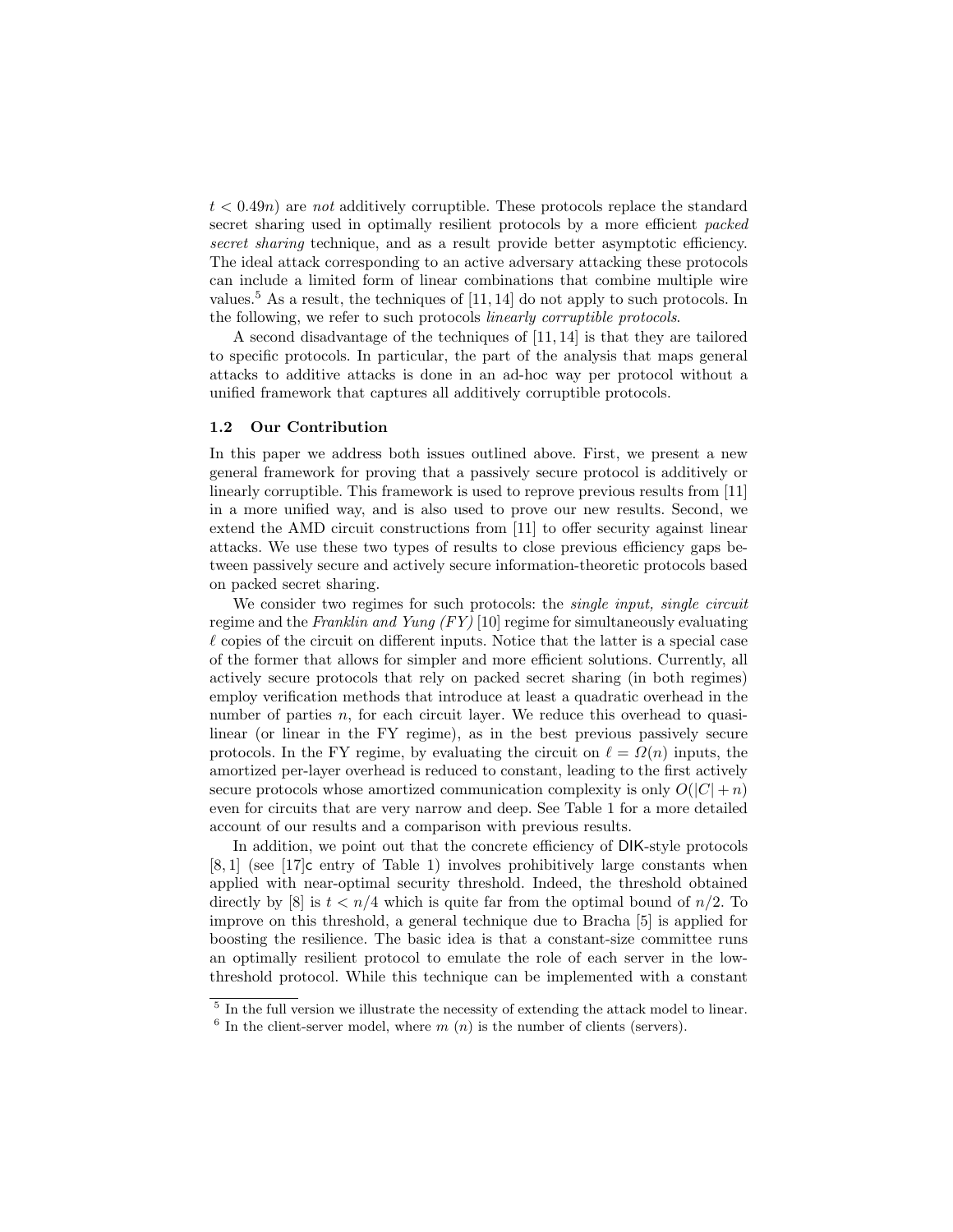$t < 0.49n$) are *not* additively corruptible. These protocols replace the standard secret sharing used in optimally resilient protocols by a more efficient *packed secret sharing* technique, and as a result provide better asymptotic efficiency. The ideal attack corresponding to an active adversary attacking these protocols can include a limited form of linear combinations that combine multiple wire values.[5] As a result, the techniques of [11, 14] do not apply to such protocols. In the following, we refer to such protocols *linearly corruptible protocols*.

A second disadvantage of the techniques of [11, 14] is that they are tailored to specific protocols. In particular, the part of the analysis that maps general attacks to additive attacks is done in an ad-hoc way per protocol without a unified framework that captures all additively corruptible protocols.

### 1.2 Our Contribution

In this paper we address both issues outlined above. First, we present a new general framework for proving that a passively secure protocol is additively or linearly corruptible. This framework is used to reprove previous results from [11] in a more unified way, and is also used to prove our new results. Second, we extend the AMD circuit constructions from [11] to offer security against linear attacks. We use these two types of results to close previous efficiency gaps between passively secure and actively secure information-theoretic protocols based on packed secret sharing.

We consider two regimes for such protocols: the *single input, single circuit* regime and the *Franklin and Yung (FY)* [10] regime for simultaneously evaluating $\ell$ copies of the circuit on different inputs. Notice that the latter is a special case of the former that allows for simpler and more efficient solutions. Currently, all actively secure protocols that rely on packed secret sharing (in both regimes) employ verification methods that introduce at least a quadratic overhead in the number of parties $n$, for each circuit layer. We reduce this overhead to quasi-linear (or linear in the FY regime), as in the best previous passively secure protocols. In the FY regime, by evaluating the circuit on $\ell = \Omega(n)$ inputs, the amortized per-layer overhead is reduced to constant, leading to the first actively secure protocols whose amortized communication complexity is only $O(|C| + n)$ even for circuits that are very narrow and deep. See Table 1 for a more detailed account of our results and a comparison with previous results.

In addition, we point out that the concrete efficiency of DIK-style protocols [8, 1] (see [17]c entry of Table 1) involves prohibitively large constants when applied with near-optimal security threshold. Indeed, the threshold obtained directly by [8] is $t < n/4$ which is quite far from the optimal bound of $n/2$. To improve on this threshold, a general technique due to Bracha [5] is applied for boosting the resilience. The basic idea is that a constant-size committee runs an optimally resilient protocol to emulate the role of each server in the low-threshold protocol. While this technique can be implemented with a constant

[5] In the full version we illustrate the necessity of extending the attack model to linear.

[6] In the client-server model, where $m$ ($n$) is the number of clients (servers).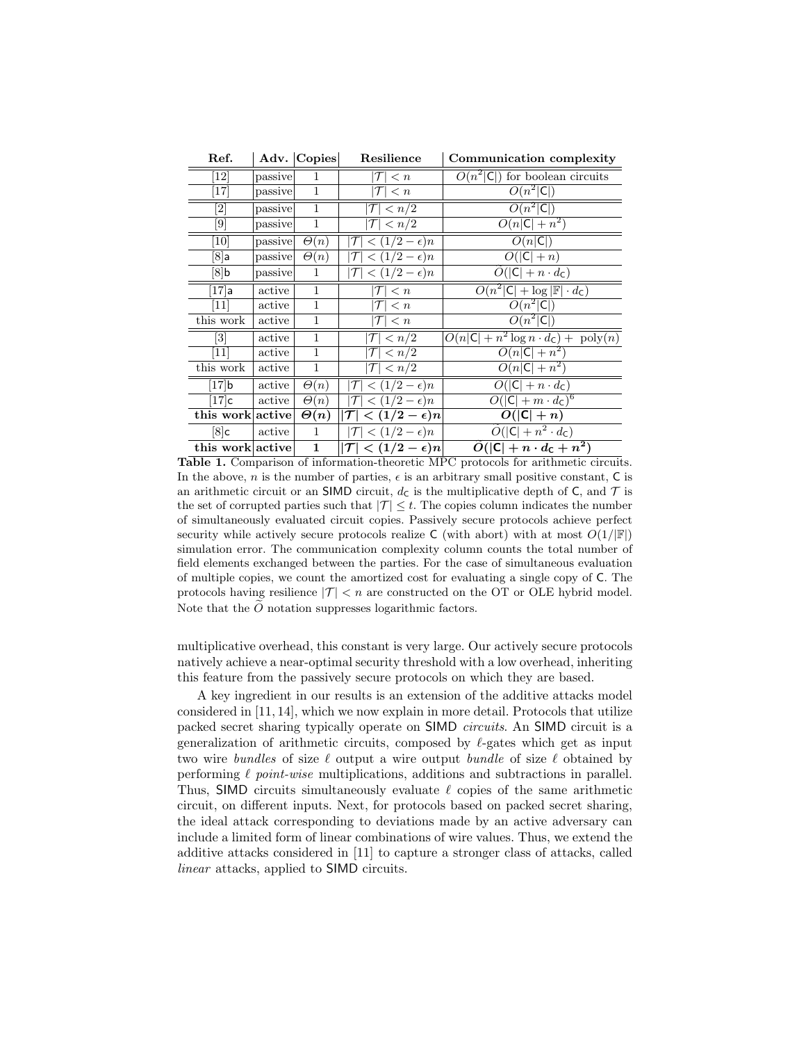| Ref. | Adv. | Copies | Resilience | Communication complexity |
|---|---|---|---|---|
| [12] | passive | 1 | $\lvert\mathcal{T}\rvert < n$ | $O(n^2\lvert\mathsf{C}\rvert)$ for boolean circuits |
| [17] | passive | 1 | $\lvert\mathcal{T}\rvert < n$ | $O(n^2\lvert\mathsf{C}\rvert)$ |
| [2] | passive | 1 | $\lvert\mathcal{T}\rvert < n/2$ | $O(n^2\lvert\mathsf{C}\rvert)$ |
| [9] | passive | 1 | $\lvert\mathcal{T}\rvert < n/2$ | $O(n\lvert\mathsf{C}\rvert + n^2)$ |
| [10] | passive | $\Theta(n)$ | $\lvert\mathcal{T}\rvert < (1/2-\epsilon)n$ | $O(n\lvert\mathsf{C}\rvert)$ |
| [8]a | passive | $\Theta(n)$ | $\lvert\mathcal{T}\rvert < (1/2-\epsilon)n$ | $O(\lvert\mathsf{C}\rvert + n)$ |
| [8]b | passive | 1 | $\lvert\mathcal{T}\rvert < (1/2-\epsilon)n$ | $\tilde{O}(\lvert\mathsf{C}\rvert + n \cdot d_{\mathsf{C}})$ |
| [17]a | active | 1 | $\lvert\mathcal{T}\rvert < n$ | $O(n^2\lvert\mathsf{C}\rvert + \log\lvert\mathbb{F}\rvert \cdot d_{\mathsf{C}})$ |
| [11] | active | 1 | $\lvert\mathcal{T}\rvert < n$ | $O(n^2\lvert\mathsf{C}\rvert)$ |
| this work | active | 1 | $\lvert\mathcal{T}\rvert < n$ | $O(n^2\lvert\mathsf{C}\rvert)$ |
| [3] | active | 1 | $\lvert\mathcal{T}\rvert < n/2$ | $O(n\lvert\mathsf{C}\rvert + n^2 \log n \cdot d_{\mathsf{C}}) +$ poly$(n)$ |
| [11] | active | 1 | $\lvert\mathcal{T}\rvert < n/2$ | $O(n\lvert\mathsf{C}\rvert + n^2)$ |
| this work | active | 1 | $\lvert\mathcal{T}\rvert < n/2$ | $O(n\lvert\mathsf{C}\rvert + n^2)$ |
| [17]b | active | $\Theta(n)$ | $\lvert\mathcal{T}\rvert < (1/2-\epsilon)n$ | $O(\lvert\mathsf{C}\rvert + n \cdot d_{\mathsf{C}})$ |
| [17]c | active | $\Theta(n)$ | $\lvert\mathcal{T}\rvert < (1/2-\epsilon)n$ | $O(\lvert\mathsf{C}\rvert + m \cdot d_{\mathsf{C}})^6$ |
| **this work** | **active** | $\boldsymbol{\Theta(n)}$ | $\boldsymbol{\lvert\mathcal{T}\rvert < (1/2-\epsilon)n}$ | $\boldsymbol{O(\lvert\mathsf{C}\rvert + n)}$ |
| [8]c | active | 1 | $\lvert\mathcal{T}\rvert < (1/2-\epsilon)n$ | $\tilde{O}(\lvert\mathsf{C}\rvert + n^2 \cdot d_{\mathsf{C}})$ |
| **this work** | **active** | **1** | $\boldsymbol{\lvert\mathcal{T}\rvert < (1/2-\epsilon)n}$ | $\boldsymbol{\tilde{O}(\lvert\mathsf{C}\rvert + n \cdot d_{\mathsf{C}} + n^2)}$ |

**Table 1.** Comparison of information-theoretic MPC protocols for arithmetic circuits. In the above, $n$ is the number of parties, $\epsilon$ is an arbitrary small positive constant, $\mathsf{C}$ is an arithmetic circuit or an SIMD circuit, $d_{\mathsf{C}}$ is the multiplicative depth of $\mathsf{C}$, and $\mathcal{T}$ is the set of corrupted parties such that $\lvert\mathcal{T}\rvert \le t$. The copies column indicates the number of simultaneously evaluated circuit copies. Passively secure protocols achieve perfect security while actively secure protocols realize $\mathsf{C}$ (with abort) with at most $O(1/\lvert\mathbb{F}\rvert)$ simulation error. The communication complexity column counts the total number of field elements exchanged between the parties. For the case of simultaneous evaluation of multiple copies, we count the amortized cost for evaluating a single copy of $\mathsf{C}$. The protocols having resilience $\lvert\mathcal{T}\rvert < n$ are constructed on the OT or OLE hybrid model. Note that the $\tilde{O}$ notation suppresses logarithmic factors.

multiplicative overhead, this constant is very large. Our actively secure protocols natively achieve a near-optimal security threshold with a low overhead, inheriting this feature from the passively secure protocols on which they are based.

A key ingredient in our results is an extension of the additive attacks model considered in [11, 14], which we now explain in more detail. Protocols that utilize packed secret sharing typically operate on SIMD *circuits*. An SIMD circuit is a generalization of arithmetic circuits, composed by $\ell$-gates which get as input two wire *bundles* of size $\ell$ output a wire output *bundle* of size $\ell$ obtained by performing $\ell$ *point-wise* multiplications, additions and subtractions in parallel. Thus, SIMD circuits simultaneously evaluate $\ell$ copies of the same arithmetic circuit, on different inputs. Next, for protocols based on packed secret sharing, the ideal attack corresponding to deviations made by an active adversary can include a limited form of linear combinations of wire values. Thus, we extend the additive attacks considered in [11] to capture a stronger class of attacks, called *linear* attacks, applied to SIMD circuits.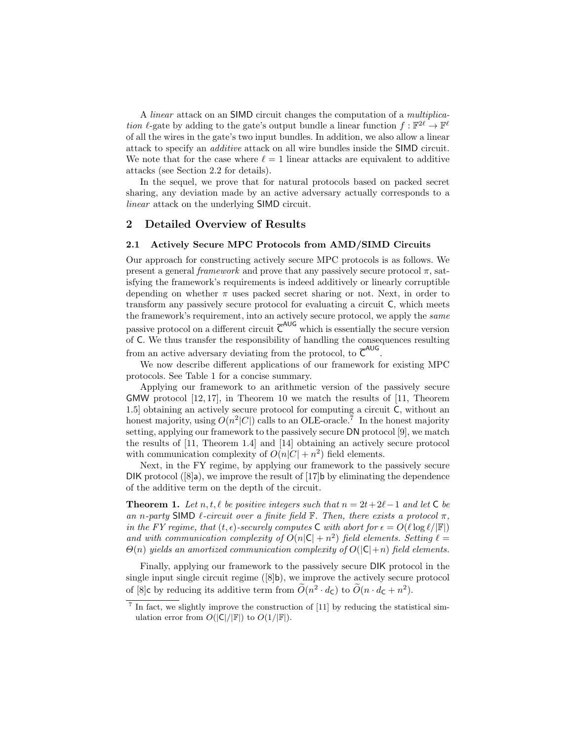A *linear* attack on an SIMD circuit changes the computation of a *multiplication* $\ell$-gate by adding to the gate's output bundle a linear function $f : \mathbb{F}^{2\ell} \to \mathbb{F}^{\ell}$ of all the wires in the gate's two input bundles. In addition, we also allow a linear attack to specify an *additive* attack on all wire bundles inside the SIMD circuit. We note that for the case where $\ell = 1$ linear attacks are equivalent to additive attacks (see Section 2.2 for details).

In the sequel, we prove that for natural protocols based on packed secret sharing, any deviation made by an active adversary actually corresponds to a *linear* attack on the underlying SIMD circuit.

## 2 Detailed Overview of Results

### 2.1 Actively Secure MPC Protocols from AMD/SIMD Circuits

Our approach for constructing actively secure MPC protocols is as follows. We present a general *framework* and prove that any passively secure protocol $\pi$, satisfying the framework's requirements is indeed additively or linearly corruptible depending on whether $\pi$ uses packed secret sharing or not. Next, in order to transform any passively secure protocol for evaluating a circuit $\mathsf{C}$, which meets the framework's requirement, into an actively secure protocol, we apply the *same* passive protocol on a different circuit $\overline{\mathsf{C}}^{\mathsf{AUG}}$ which is essentially the secure version of $\mathsf{C}$. We thus transfer the responsibility of handling the consequences resulting from an active adversary deviating from the protocol, to $\overline{\mathsf{C}}^{\mathsf{AUG}}$.

We now describe different applications of our framework for existing MPC protocols. See Table 1 for a concise summary.

Applying our framework to an arithmetic version of the passively secure GMW protocol [12, 17], in Theorem 10 we match the results of [11, Theorem 1.5] obtaining an actively secure protocol for computing a circuit $\mathsf{C}$, without an honest majority, using $O(n^2|C|)$ calls to an OLE-oracle.[7] In the honest majority setting, applying our framework to the passively secure DN protocol [9], we match the results of [11, Theorem 1.4] and [14] obtaining an actively secure protocol with communication complexity of $O(n|C| + n^2)$ field elements.

Next, in the FY regime, by applying our framework to the passively secure DIK protocol ([8]a), we improve the result of [17]b by eliminating the dependence of the additive term on the depth of the circuit.

**Theorem 1.** *Let $n, t, \ell$ be positive integers such that $n = 2t + 2\ell - 1$ and let $\mathsf{C}$ be an $n$-party SIMD $\ell$-circuit over a finite field $\mathbb{F}$. Then, there exists a protocol $\pi$, in the FY regime, that $(t, \epsilon)$-securely computes $\mathsf{C}$ with abort for $\epsilon = O(\ell \log \ell / |\mathbb{F}|)$ and with communication complexity of $O(n|\mathsf{C}| + n^2)$ field elements. Setting $\ell = \Theta(n)$ yields an amortized communication complexity of $O(|\mathsf{C}| + n)$ field elements.*

Finally, applying our framework to the passively secure DIK protocol in the single input single circuit regime ([8]b), we improve the actively secure protocol of [8]c by reducing its additive term from $\widetilde{O}(n^2 \cdot d_{\mathsf{C}})$ to $\widetilde{O}(n \cdot d_{\mathsf{C}} + n^2)$.

---

[7] In fact, we slightly improve the construction of [11] by reducing the statistical simulation error from $O(|\mathsf{C}|/|\mathbb{F}|)$ to $O(1/|\mathbb{F}|)$.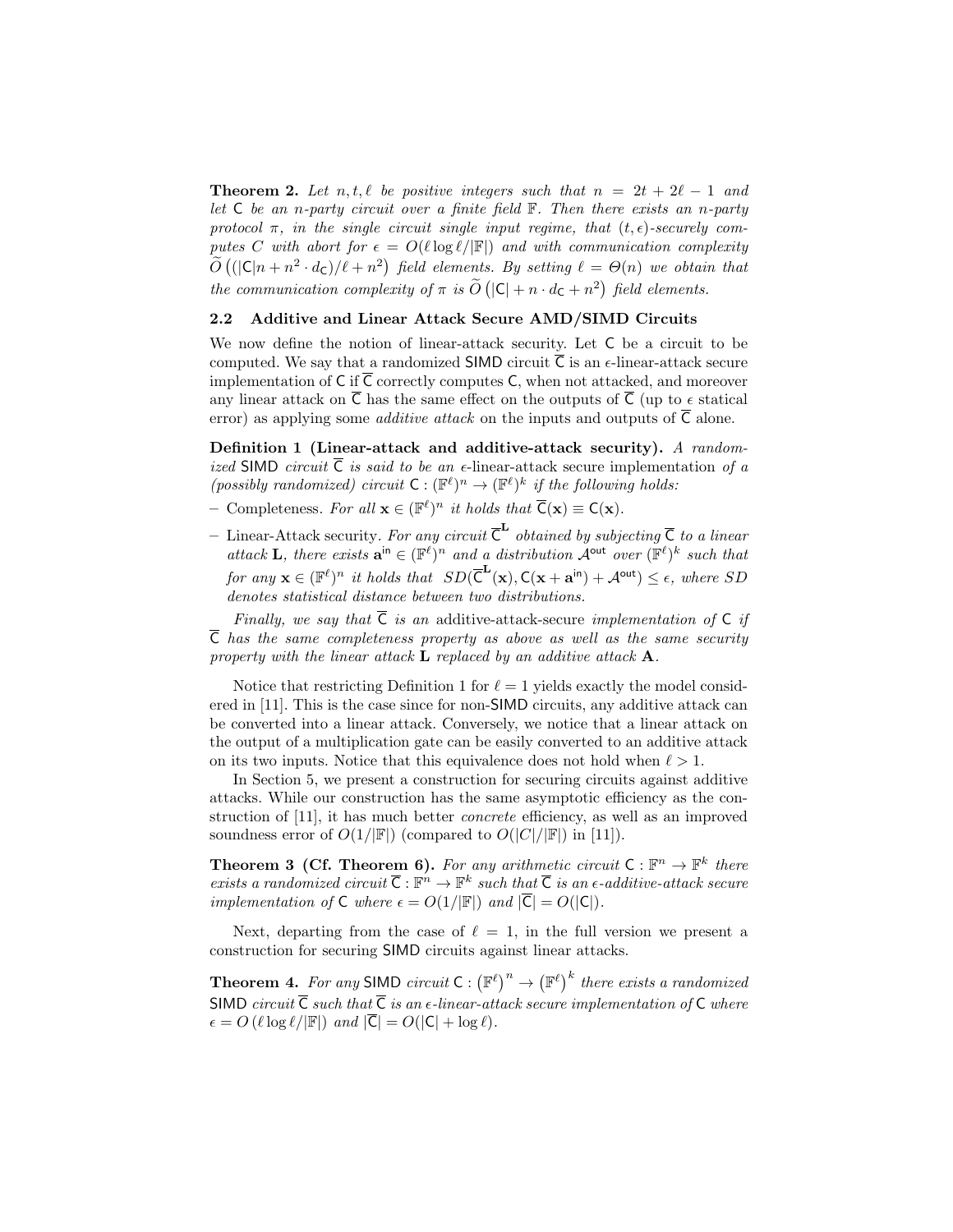**Theorem 2.** *Let $n, t, \ell$ be positive integers such that $n = 2t + 2\ell - 1$ and let $\mathsf{C}$ be an $n$-party circuit over a finite field $\mathbb{F}$. Then there exists an $n$-party protocol $\pi$, in the single circuit single input regime, that $(t, \epsilon)$-securely computes $C$ with abort for $\epsilon = O(\ell \log \ell / |\mathbb{F}|)$ and with communication complexity $\widetilde{O}\left((|\mathsf{C}|n + n^2 \cdot d_{\mathsf{C}})/\ell + n^2\right)$ field elements. By setting $\ell = \Theta(n)$ we obtain that the communication complexity of $\pi$ is $\widetilde{O}\left(|\mathsf{C}| + n \cdot d_{\mathsf{C}} + n^2\right)$ field elements.*

### 2.2 Additive and Linear Attack Secure AMD/SIMD Circuits

We now define the notion of linear-attack security. Let $\mathsf{C}$ be a circuit to be computed. We say that a randomized SIMD circuit $\overline{\mathsf{C}}$ is an $\epsilon$-linear-attack secure implementation of $\mathsf{C}$ if $\overline{\mathsf{C}}$ correctly computes $\mathsf{C}$, when not attacked, and moreover any linear attack on $\overline{\mathsf{C}}$ has the same effect on the outputs of $\overline{\mathsf{C}}$ (up to $\epsilon$ statical error) as applying some *additive attack* on the inputs and outputs of $\overline{\mathsf{C}}$ alone.

**Definition 1 (Linear-attack and additive-attack security).** *A randomized SIMD circuit $\overline{\mathsf{C}}$ is said to be an $\epsilon$-linear-attack secure implementation of a (possibly randomized) circuit $\mathsf{C} : (\mathbb{F}^\ell)^n \rightarrow (\mathbb{F}^\ell)^k$ if the following holds:*

- Completeness. *For all $\mathbf{x} \in (\mathbb{F}^\ell)^n$ it holds that $\overline{\mathsf{C}}(\mathbf{x}) \equiv \mathsf{C}(\mathbf{x})$.*
- Linear-Attack security. *For any circuit $\overline{\mathsf{C}}^{\mathbf{L}}$ obtained by subjecting $\overline{\mathsf{C}}$ to a linear attack $\mathbf{L}$, there exists $\mathbf{a}^{\mathsf{in}} \in (\mathbb{F}^\ell)^n$ and a distribution $\mathcal{A}^{\mathsf{out}}$ over $(\mathbb{F}^\ell)^k$ such that for any $\mathbf{x} \in (\mathbb{F}^\ell)^n$ it holds that $SD(\overline{\mathsf{C}}^{\mathbf{L}}(\mathbf{x}), \mathsf{C}(\mathbf{x} + \mathbf{a}^{\mathsf{in}}) + \mathcal{A}^{\mathsf{out}}) \leq \epsilon$, where $SD$ denotes statistical distance between two distributions.*

*Finally, we say that $\overline{\mathsf{C}}$ is an* additive-attack-secure *implementation of $\mathsf{C}$ if $\overline{\mathsf{C}}$ has the same completeness property as above as well as the same security property with the linear attack $\mathbf{L}$ replaced by an additive attack $\mathbf{A}$.*

Notice that restricting Definition 1 for $\ell = 1$ yields exactly the model considered in [11]. This is the case since for non-SIMD circuits, any additive attack can be converted into a linear attack. Conversely, we notice that a linear attack on the output of a multiplication gate can be easily converted to an additive attack on its two inputs. Notice that this equivalence does not hold when $\ell > 1$.

In Section 5, we present a construction for securing circuits against additive attacks. While our construction has the same asymptotic efficiency as the construction of [11], it has much better *concrete* efficiency, as well as an improved soundness error of $O(1/|\mathbb{F}|)$ (compared to $O(|C|/|\mathbb{F}|)$ in [11]).

**Theorem 3 (Cf. Theorem 6).** *For any arithmetic circuit $\mathsf{C} : \mathbb{F}^n \rightarrow \mathbb{F}^k$ there exists a randomized circuit $\overline{\mathsf{C}} : \mathbb{F}^n \rightarrow \mathbb{F}^k$ such that $\overline{\mathsf{C}}$ is an $\epsilon$-additive-attack secure implementation of $\mathsf{C}$ where $\epsilon = O(1/|\mathbb{F}|)$ and $|\overline{\mathsf{C}}| = O(|\mathsf{C}|)$.*

Next, departing from the case of $\ell = 1$, in the full version we present a construction for securing SIMD circuits against linear attacks.

**Theorem 4.** *For any SIMD circuit $\mathsf{C} : \left(\mathbb{F}^\ell\right)^n \rightarrow \left(\mathbb{F}^\ell\right)^k$ there exists a randomized SIMD circuit $\overline{\mathsf{C}}$ such that $\overline{\mathsf{C}}$ is an $\epsilon$-linear-attack secure implementation of $\mathsf{C}$ where $\epsilon = O\left(\ell \log \ell / |\mathbb{F}|\right)$ and $|\overline{\mathsf{C}}| = O(|\mathsf{C}| + \log \ell)$.*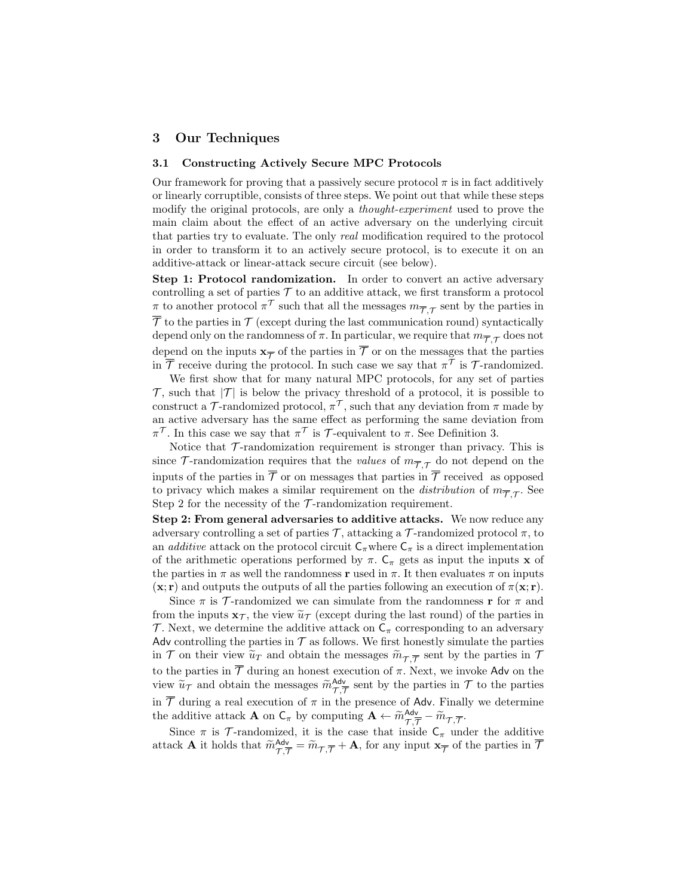## 3 Our Techniques

### 3.1 Constructing Actively Secure MPC Protocols

Our framework for proving that a passively secure protocol $\pi$ is in fact additively or linearly corruptible, consists of three steps. We point out that while these steps modify the original protocols, are only a *thought-experiment* used to prove the main claim about the effect of an active adversary on the underlying circuit that parties try to evaluate. The only *real* modification required to the protocol in order to transform it to an actively secure protocol, is to execute it on an additive-attack or linear-attack secure circuit (see below).

**Step 1: Protocol randomization.** In order to convert an active adversary controlling a set of parties $\mathcal{T}$ to an additive attack, we first transform a protocol $\pi$ to another protocol $\pi^{\mathcal{T}}$ such that all the messages $m_{\overline{\mathcal{T}},\mathcal{T}}$ sent by the parties in $\overline{\mathcal{T}}$ to the parties in $\mathcal{T}$ (except during the last communication round) syntactically depend only on the randomness of $\pi$. In particular, we require that $m_{\overline{\mathcal{T}},\mathcal{T}}$ does not depend on the inputs $\mathbf{x}_{\overline{\mathcal{T}}}$ of the parties in $\overline{\mathcal{T}}$ or on the messages that the parties in $\overline{\mathcal{T}}$ receive during the protocol. In such case we say that $\pi^{\mathcal{T}}$ is $\mathcal{T}$-randomized.

We first show that for many natural MPC protocols, for any set of parties $\mathcal{T}$, such that $|\mathcal{T}|$ is below the privacy threshold of a protocol, it is possible to construct a $\mathcal{T}$-randomized protocol, $\pi^{\mathcal{T}}$, such that any deviation from $\pi$ made by an active adversary has the same effect as performing the same deviation from $\pi^{\mathcal{T}}$. In this case we say that $\pi^{\mathcal{T}}$ is $\mathcal{T}$-equivalent to $\pi$. See Definition 3.

Notice that $\mathcal{T}$-randomization requirement is stronger than privacy. This is since $\mathcal{T}$-randomization requires that the *values* of $m_{\overline{\mathcal{T}},\mathcal{T}}$ do not depend on the inputs of the parties in $\overline{\mathcal{T}}$ or on messages that parties in $\overline{\mathcal{T}}$ received as opposed to privacy which makes a similar requirement on the *distribution* of $m_{\overline{\mathcal{T}},\mathcal{T}}$. See Step 2 for the necessity of the $\mathcal{T}$-randomization requirement.

**Step 2: From general adversaries to additive attacks.** We now reduce any adversary controlling a set of parties $\mathcal{T}$, attacking a $\mathcal{T}$-randomized protocol $\pi$, to an *additive* attack on the protocol circuit $\mathsf{C}_\pi$where $\mathsf{C}_\pi$ is a direct implementation of the arithmetic operations performed by $\pi$. $\mathsf{C}_\pi$ gets as input the inputs $\mathbf{x}$ of the parties in $\pi$ as well the randomness $\mathbf{r}$ used in $\pi$. It then evaluates $\pi$ on inputs $(\mathbf{x};\mathbf{r})$ and outputs the outputs of all the parties following an execution of $\pi(\mathbf{x};\mathbf{r})$.

Since $\pi$ is $\mathcal{T}$-randomized we can simulate from the randomness $\mathbf{r}$ for $\pi$ and from the inputs $\mathbf{x}_{\mathcal{T}}$, the view $\widetilde{u}_{\mathcal{T}}$ (except during the last round) of the parties in $\mathcal{T}$. Next, we determine the additive attack on $\mathsf{C}_\pi$ corresponding to an adversary $\mathsf{Adv}$ controlling the parties in $\mathcal{T}$ as follows. We first honestly simulate the parties in $\mathcal{T}$ on their view $\widetilde{u}_T$ and obtain the messages $\widetilde{m}_{\mathcal{T},\overline{\mathcal{T}}}$ sent by the parties in $\mathcal{T}$ to the parties in $\overline{\mathcal{T}}$ during an honest execution of $\pi$. Next, we invoke $\mathsf{Adv}$ on the view $\widetilde{u}_{\mathcal{T}}$ and obtain the messages $\widetilde{m}^{\mathsf{Adv}}_{\mathcal{T},\overline{\mathcal{T}}}$ sent by the parties in $\mathcal{T}$ to the parties in $\overline{\mathcal{T}}$ during a real execution of $\pi$ in the presence of $\mathsf{Adv}$. Finally we determine the additive attack $\mathbf{A}$ on $\mathsf{C}_\pi$ by computing $\mathbf{A} \leftarrow \widetilde{m}^{\mathsf{Adv}}_{\mathcal{T},\overline{\mathcal{T}}} - \widetilde{m}_{\mathcal{T},\overline{\mathcal{T}}}$.

Since $\pi$ is $\mathcal{T}$-randomized, it is the case that inside $\mathsf{C}_\pi$ under the additive attack $\mathbf{A}$ it holds that $\widetilde{m}^{\mathsf{Adv}}_{\mathcal{T},\overline{\mathcal{T}}} = \widetilde{m}_{\mathcal{T},\overline{\mathcal{T}}} + \mathbf{A}$, for any input $\mathbf{x}_{\overline{\mathcal{T}}}$ of the parties in $\overline{\mathcal{T}}$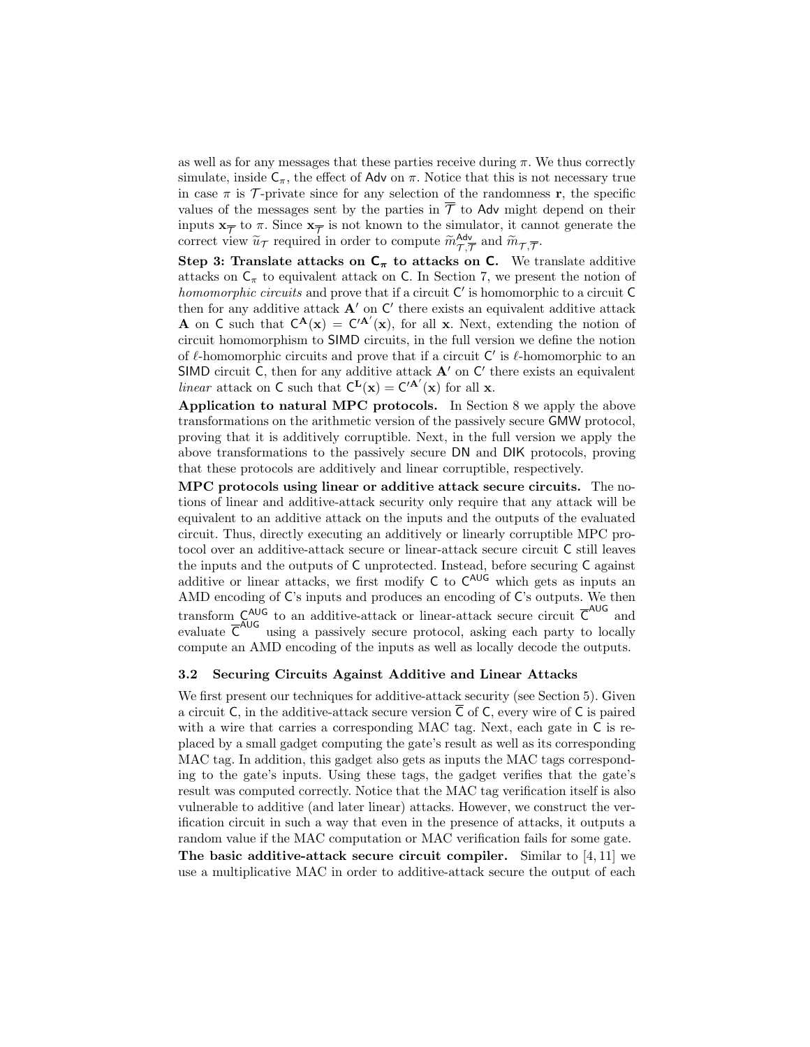as well as for any messages that these parties receive during $\pi$. We thus correctly simulate, inside $\mathsf{C}_\pi$, the effect of $\mathsf{Adv}$ on $\pi$. Notice that this is not necessary true in case $\pi$ is $\mathcal{T}$-private since for any selection of the randomness $\mathbf{r}$, the specific values of the messages sent by the parties in $\overline{\mathcal{T}}$ to $\mathsf{Adv}$ might depend on their inputs $\mathbf{x}_{\overline{\mathcal{T}}}$ to $\pi$. Since $\mathbf{x}_{\overline{\mathcal{T}}}$ is not known to the simulator, it cannot generate the correct view $\widetilde{u}_{\mathcal{T}}$ required in order to compute $\widetilde{m}^{\mathsf{Adv}}_{\mathcal{T},\overline{\mathcal{T}}}$ and $\widetilde{m}_{\mathcal{T},\overline{\mathcal{T}}}$.

**Step 3: Translate attacks on $\mathsf{C}_\pi$ to attacks on $\mathsf{C}$.** We translate additive attacks on $\mathsf{C}_\pi$ to equivalent attack on $\mathsf{C}$. In Section 7, we present the notion of *homomorphic circuits* and prove that if a circuit $\mathsf{C}'$ is homomorphic to a circuit $\mathsf{C}$ then for any additive attack $\mathbf{A}'$ on $\mathsf{C}'$ there exists an equivalent additive attack $\mathbf{A}$ on $\mathsf{C}$ such that $\mathsf{C}^{\mathbf{A}}(\mathbf{x}) = \mathsf{C}'^{\mathbf{A}'}(\mathbf{x})$, for all $\mathbf{x}$. Next, extending the notion of circuit homomorphism to $\mathsf{SIMD}$ circuits, in the full version we define the notion of $\ell$-homomorphic circuits and prove that if a circuit $\mathsf{C}'$ is $\ell$-homomorphic to an $\mathsf{SIMD}$ circuit $\mathsf{C}$, then for any additive attack $\mathbf{A}'$ on $\mathsf{C}'$ there exists an equivalent *linear* attack on $\mathsf{C}$ such that $\mathsf{C}^{\mathbf{L}}(\mathbf{x}) = \mathsf{C}'^{\mathbf{A}'}(\mathbf{x})$ for all $\mathbf{x}$.

**Application to natural MPC protocols.** In Section 8 we apply the above transformations on the arithmetic version of the passively secure $\mathsf{GMW}$ protocol, proving that it is additively corruptible. Next, in the full version we apply the above transformations to the passively secure $\mathsf{DN}$ and $\mathsf{DIK}$ protocols, proving that these protocols are additively and linear corruptible, respectively.

**MPC protocols using linear or additive attack secure circuits.** The notions of linear and additive-attack security only require that any attack will be equivalent to an additive attack on the inputs and the outputs of the evaluated circuit. Thus, directly executing an additively or linearly corruptible MPC protocol over an additive-attack secure or linear-attack secure circuit $\mathsf{C}$ still leaves the inputs and the outputs of $\mathsf{C}$ unprotected. Instead, before securing $\mathsf{C}$ against additive or linear attacks, we first modify $\mathsf{C}$ to $\mathsf{C}^{\mathsf{AUG}}$ which gets as inputs an AMD encoding of $\mathsf{C}$'s inputs and produces an encoding of $\mathsf{C}$'s outputs. We then transform $\mathsf{C}^{\mathsf{AUG}}$ to an additive-attack or linear-attack secure circuit $\overline{\mathsf{C}}^{\mathsf{AUG}}$ and evaluate $\overline{\mathsf{C}}^{\mathsf{AUG}}$ using a passively secure protocol, asking each party to locally compute an AMD encoding of the inputs as well as locally decode the outputs.

### 3.2 Securing Circuits Against Additive and Linear Attacks

We first present our techniques for additive-attack security (see Section 5). Given a circuit $\mathsf{C}$, in the additive-attack secure version $\overline{\mathsf{C}}$ of $\mathsf{C}$, every wire of $\mathsf{C}$ is paired with a wire that carries a corresponding MAC tag. Next, each gate in $\mathsf{C}$ is replaced by a small gadget computing the gate's result as well as its corresponding MAC tag. In addition, this gadget also gets as inputs the MAC tags corresponding to the gate's inputs. Using these tags, the gadget verifies that the gate's result was computed correctly. Notice that the MAC tag verification itself is also vulnerable to additive (and later linear) attacks. However, we construct the verification circuit in such a way that even in the presence of attacks, it outputs a random value if the MAC computation or MAC verification fails for some gate.

**The basic additive-attack secure circuit compiler.** Similar to [4, 11] we use a multiplicative MAC in order to additive-attack secure the output of each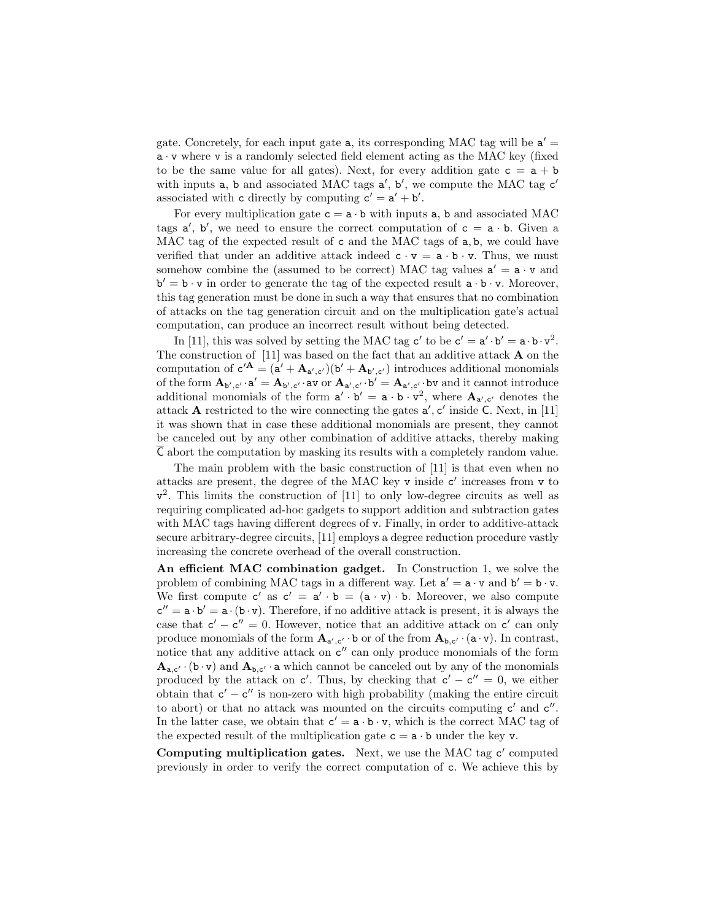gate. Concretely, for each input gate $\mathtt{a}$, its corresponding MAC tag will be $\mathtt{a}' = \mathtt{a} \cdot \mathtt{v}$ where $\mathtt{v}$ is a randomly selected field element acting as the MAC key (fixed to be the same value for all gates). Next, for every addition gate $\mathtt{c} = \mathtt{a} + \mathtt{b}$ with inputs $\mathtt{a}$, $\mathtt{b}$ and associated MAC tags $\mathtt{a}'$, $\mathtt{b}'$, we compute the MAC tag $\mathtt{c}'$ associated with $\mathtt{c}$ directly by computing $\mathtt{c}' = \mathtt{a}' + \mathtt{b}'$.

For every multiplication gate $\mathtt{c} = \mathtt{a} \cdot \mathtt{b}$ with inputs $\mathtt{a}$, $\mathtt{b}$ and associated MAC tags $\mathtt{a}'$, $\mathtt{b}'$, we need to ensure the correct computation of $\mathtt{c} = \mathtt{a} \cdot \mathtt{b}$. Given a MAC tag of the expected result of $\mathtt{c}$ and the MAC tags of $\mathtt{a}, \mathtt{b}$, we could have verified that under an additive attack indeed $\mathtt{c} \cdot \mathtt{v} = \mathtt{a} \cdot \mathtt{b} \cdot \mathtt{v}$. Thus, we must somehow combine the (assumed to be correct) MAC tag values $\mathtt{a}' = \mathtt{a} \cdot \mathtt{v}$ and $\mathtt{b}' = \mathtt{b} \cdot \mathtt{v}$ in order to generate the tag of the expected result $\mathtt{a} \cdot \mathtt{b} \cdot \mathtt{v}$. Moreover, this tag generation must be done in such a way that ensures that no combination of attacks on the tag generation circuit and on the multiplication gate's actual computation, can produce an incorrect result without being detected.

In [11], this was solved by setting the MAC tag $\mathtt{c}'$ to be $\mathtt{c}' = \mathtt{a}' \cdot \mathtt{b}' = \mathtt{a} \cdot \mathtt{b} \cdot \mathtt{v}^2$. The construction of [11] was based on the fact that an additive attack $\mathbf{A}$ on the computation of $\mathtt{c}'^{\mathbf{A}} = (\mathtt{a}' + \mathbf{A}_{\mathtt{a}',\mathtt{c}'})(\mathtt{b}' + \mathbf{A}_{\mathtt{b}',\mathtt{c}'})$ introduces additional monomials of the form $\mathbf{A}_{\mathtt{b}',\mathtt{c}'} \cdot \mathtt{a}' = \mathbf{A}_{\mathtt{b}',\mathtt{c}'} \cdot \mathtt{a}\mathtt{v}$ or $\mathbf{A}_{\mathtt{a}',\mathtt{c}'} \cdot \mathtt{b}' = \mathbf{A}_{\mathtt{a}',\mathtt{c}'} \cdot \mathtt{b}\mathtt{v}$ and it cannot introduce additional monomials of the form $\mathtt{a}' \cdot \mathtt{b}' = \mathtt{a} \cdot \mathtt{b} \cdot \mathtt{v}^2$, where $\mathbf{A}_{\mathtt{a}',\mathtt{c}'}$ denotes the attack $\mathbf{A}$ restricted to the wire connecting the gates $\mathtt{a}', \mathtt{c}'$ inside $\mathsf{C}$. Next, in [11] it was shown that in case these additional monomials are present, they cannot be canceled out by any other combination of additive attacks, thereby making $\overline{\mathsf{C}}$ abort the computation by masking its results with a completely random value.

The main problem with the basic construction of [11] is that even when no attacks are present, the degree of the MAC key $\mathtt{v}$ inside $\mathtt{c}'$ increases from $\mathtt{v}$ to $\mathtt{v}^2$. This limits the construction of [11] to only low-degree circuits as well as requiring complicated ad-hoc gadgets to support addition and subtraction gates with MAC tags having different degrees of $\mathtt{v}$. Finally, in order to additive-attack secure arbitrary-degree circuits, [11] employs a degree reduction procedure vastly increasing the concrete overhead of the overall construction.

**An efficient MAC combination gadget.** In Construction 1, we solve the problem of combining MAC tags in a different way. Let $\mathtt{a}' = \mathtt{a} \cdot \mathtt{v}$ and $\mathtt{b}' = \mathtt{b} \cdot \mathtt{v}$. We first compute $\mathtt{c}'$ as $\mathtt{c}' = \mathtt{a}' \cdot \mathtt{b} = (\mathtt{a} \cdot \mathtt{v}) \cdot \mathtt{b}$. Moreover, we also compute $\mathtt{c}'' = \mathtt{a} \cdot \mathtt{b}' = \mathtt{a} \cdot (\mathtt{b} \cdot \mathtt{v})$. Therefore, if no additive attack is present, it is always the case that $\mathtt{c}' - \mathtt{c}'' = 0$. However, notice that an additive attack on $\mathtt{c}'$ can only produce monomials of the form $\mathbf{A}_{\mathtt{a}',\mathtt{c}'} \cdot \mathtt{b}$ or of the from $\mathbf{A}_{\mathtt{b},\mathtt{c}'} \cdot (\mathtt{a} \cdot \mathtt{v})$. In contrast, notice that any additive attack on $\mathtt{c}''$ can only produce monomials of the form $\mathbf{A}_{\mathtt{a},\mathtt{c}'} \cdot (\mathtt{b} \cdot \mathtt{v})$ and $\mathbf{A}_{\mathtt{b},\mathtt{c}'} \cdot \mathtt{a}$ which cannot be canceled out by any of the monomials produced by the attack on $\mathtt{c}'$. Thus, by checking that $\mathtt{c}' - \mathtt{c}'' = 0$, we either obtain that $\mathtt{c}' - \mathtt{c}''$ is non-zero with high probability (making the entire circuit to abort) or that no attack was mounted on the circuits computing $\mathtt{c}'$ and $\mathtt{c}''$. In the latter case, we obtain that $\mathtt{c}' = \mathtt{a} \cdot \mathtt{b} \cdot \mathtt{v}$, which is the correct MAC tag of the expected result of the multiplication gate $\mathtt{c} = \mathtt{a} \cdot \mathtt{b}$ under the key $\mathtt{v}$.

**Computing multiplication gates.** Next, we use the MAC tag $\mathtt{c}'$ computed previously in order to verify the correct computation of $\mathtt{c}$. We achieve this by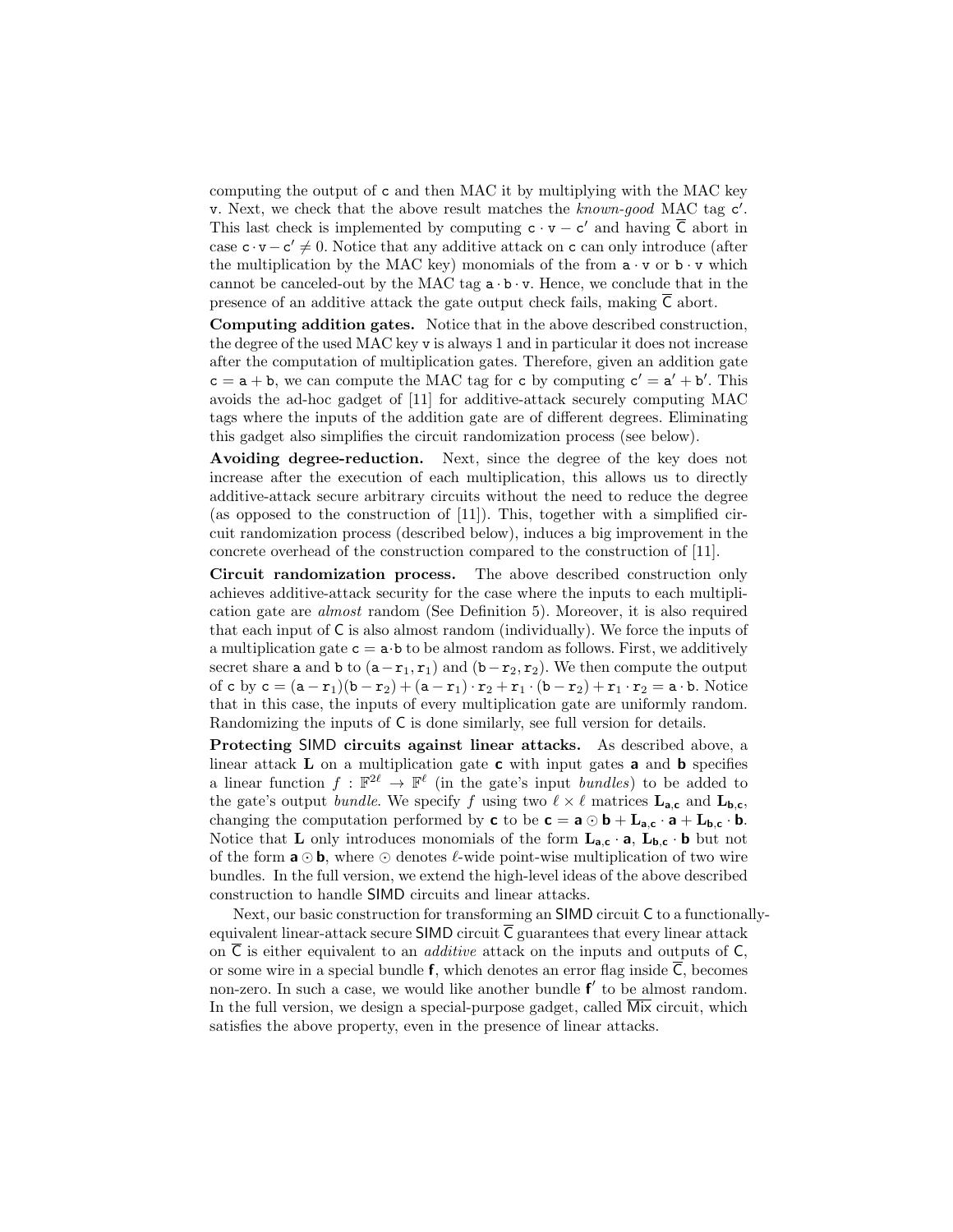computing the output of $\mathtt{c}$ and then MAC it by multiplying with the MAC key $\mathtt{v}$. Next, we check that the above result matches the *known-good* MAC tag $\mathtt{c}'$. This last check is implemented by computing $\mathtt{c} \cdot \mathtt{v} - \mathtt{c}'$ and having $\overline{\mathsf{C}}$ abort in case $\mathtt{c} \cdot \mathtt{v} - \mathtt{c}' \neq 0$. Notice that any additive attack on $\mathtt{c}$ can only introduce (after the multiplication by the MAC key) monomials of the from $\mathtt{a} \cdot \mathtt{v}$ or $\mathtt{b} \cdot \mathtt{v}$ which cannot be canceled-out by the MAC tag $\mathtt{a} \cdot \mathtt{b} \cdot \mathtt{v}$. Hence, we conclude that in the presence of an additive attack the gate output check fails, making $\overline{\mathsf{C}}$ abort.

**Computing addition gates.** Notice that in the above described construction, the degree of the used MAC key $\mathtt{v}$ is always 1 and in particular it does not increase after the computation of multiplication gates. Therefore, given an addition gate $\mathtt{c} = \mathtt{a} + \mathtt{b}$, we can compute the MAC tag for $\mathtt{c}$ by computing $\mathtt{c}' = \mathtt{a}' + \mathtt{b}'$. This avoids the ad-hoc gadget of [11] for additive-attack securely computing MAC tags where the inputs of the addition gate are of different degrees. Eliminating this gadget also simplifies the circuit randomization process (see below).

**Avoiding degree-reduction.** Next, since the degree of the key does not increase after the execution of each multiplication, this allows us to directly additive-attack secure arbitrary circuits without the need to reduce the degree (as opposed to the construction of [11]). This, together with a simplified circuit randomization process (described below), induces a big improvement in the concrete overhead of the construction compared to the construction of [11].

**Circuit randomization process.** The above described construction only achieves additive-attack security for the case where the inputs to each multiplication gate are *almost* random (See Definition 5). Moreover, it is also required that each input of $\mathsf{C}$ is also almost random (individually). We force the inputs of a multiplication gate $\mathtt{c} = \mathtt{a} \cdot \mathtt{b}$ to be almost random as follows. First, we additively secret share $\mathtt{a}$ and $\mathtt{b}$ to $(\mathtt{a} - \mathtt{r}_1, \mathtt{r}_1)$ and $(\mathtt{b} - \mathtt{r}_2, \mathtt{r}_2)$. We then compute the output of $\mathtt{c}$ by $\mathtt{c} = (\mathtt{a} - \mathtt{r}_1)(\mathtt{b} - \mathtt{r}_2) + (\mathtt{a} - \mathtt{r}_1) \cdot \mathtt{r}_2 + \mathtt{r}_1 \cdot (\mathtt{b} - \mathtt{r}_2) + \mathtt{r}_1 \cdot \mathtt{r}_2 = \mathtt{a} \cdot \mathtt{b}$. Notice that in this case, the inputs of every multiplication gate are uniformly random. Randomizing the inputs of $\mathsf{C}$ is done similarly, see full version for details.

**Protecting $\mathsf{SIMD}$ circuits against linear attacks.** As described above, a linear attack $\mathbf{L}$ on a multiplication gate $\mathbf{c}$ with input gates $\mathbf{a}$ and $\mathbf{b}$ specifies a linear function $f : \mathbb{F}^{2\ell} \to \mathbb{F}^{\ell}$ (in the gate's input *bundles*) to be added to the gate's output *bundle*. We specify $f$ using two $\ell \times \ell$ matrices $\mathbf{L}_{\mathbf{a},\mathbf{c}}$ and $\mathbf{L}_{\mathbf{b},\mathbf{c}}$, changing the computation performed by $\mathbf{c}$ to be $\mathbf{c} = \mathbf{a} \odot \mathbf{b} + \mathbf{L}_{\mathbf{a},\mathbf{c}} \cdot \mathbf{a} + \mathbf{L}_{\mathbf{b},\mathbf{c}} \cdot \mathbf{b}$. Notice that $\mathbf{L}$ only introduces monomials of the form $\mathbf{L}_{\mathbf{a},\mathbf{c}} \cdot \mathbf{a}$, $\mathbf{L}_{\mathbf{b},\mathbf{c}} \cdot \mathbf{b}$ but not of the form $\mathbf{a} \odot \mathbf{b}$, where $\odot$ denotes $\ell$-wide point-wise multiplication of two wire bundles. In the full version, we extend the high-level ideas of the above described construction to handle $\mathsf{SIMD}$ circuits and linear attacks.

Next, our basic construction for transforming an $\mathsf{SIMD}$ circuit $\mathsf{C}$ to a functionally-equivalent linear-attack secure $\mathsf{SIMD}$ circuit $\overline{\mathsf{C}}$ guarantees that every linear attack on $\overline{\mathsf{C}}$ is either equivalent to an *additive* attack on the inputs and outputs of $\mathsf{C}$, or some wire in a special bundle $\mathbf{f}$, which denotes an error flag inside $\overline{\mathsf{C}}$, becomes non-zero. In such a case, we would like another bundle $\mathbf{f}'$ to be almost random. In the full version, we design a special-purpose gadget, called $\overline{\mathsf{Mix}}$ circuit, which satisfies the above property, even in the presence of linear attacks.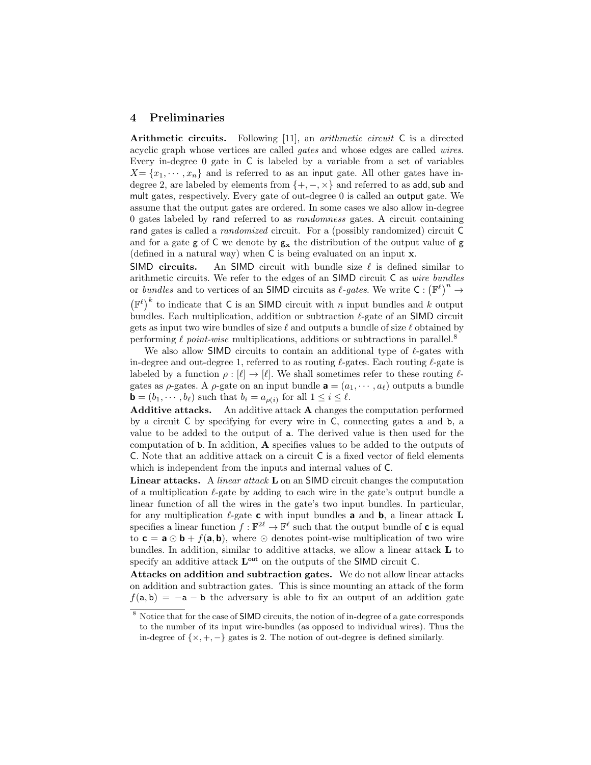## 4 Preliminaries

**Arithmetic circuits.** Following [11], an *arithmetic circuit* C is a directed acyclic graph whose vertices are called *gates* and whose edges are called *wires*. Every in-degree 0 gate in C is labeled by a variable from a set of variables $X = \{x_1, \cdots, x_n\}$ and is referred to as an input gate. All other gates have in-degree 2, are labeled by elements from $\{+, -, \times\}$ and referred to as add, sub and mult gates, respectively. Every gate of out-degree 0 is called an output gate. We assume that the output gates are ordered. In some cases we also allow in-degree 0 gates labeled by rand referred to as *randomness* gates. A circuit containing rand gates is called a *randomized* circuit. For a (possibly randomized) circuit C and for a gate g of C we denote by $\mathsf{g}_{\mathbf{x}}$ the distribution of the output value of g (defined in a natural way) when C is being evaluated on an input $\mathbf{x}$.

**SIMD circuits.** An SIMD circuit with bundle size $\ell$ is defined similar to arithmetic circuits. We refer to the edges of an SIMD circuit C as *wire bundles* or *bundles* and to vertices of an SIMD circuits as *$\ell$-gates*. We write $\mathsf{C} : \left(\mathbb{F}^{\ell}\right)^n \rightarrow \left(\mathbb{F}^{\ell}\right)^k$ to indicate that C is an SIMD circuit with $n$ input bundles and $k$ output bundles. Each multiplication, addition or subtraction $\ell$-gate of an SIMD circuit gets as input two wire bundles of size $\ell$ and outputs a bundle of size $\ell$ obtained by performing $\ell$ *point-wise* multiplications, additions or subtractions in parallel.[8]

We also allow SIMD circuits to contain an additional type of $\ell$-gates with in-degree and out-degree 1, referred to as routing $\ell$-gates. Each routing $\ell$-gate is labeled by a function $\rho : [\ell] \rightarrow [\ell]$. We shall sometimes refer to these routing $\ell$-gates as $\rho$-gates. A $\rho$-gate on an input bundle $\mathbf{a} = (a_1, \cdots, a_\ell)$ outputs a bundle $\mathbf{b} = (b_1, \cdots, b_\ell)$ such that $b_i = a_{\rho(i)}$ for all $1 \leq i \leq \ell$.

**Additive attacks.** An additive attack $\mathbf{A}$ changes the computation performed by a circuit C by specifying for every wire in C, connecting gates a and b, a value to be added to the output of a. The derived value is then used for the computation of b. In addition, $\mathbf{A}$ specifies values to be added to the outputs of C. Note that an additive attack on a circuit C is a fixed vector of field elements which is independent from the inputs and internal values of C.

**Linear attacks.** A *linear attack* $\mathbf{L}$ on an SIMD circuit changes the computation of a multiplication $\ell$-gate by adding to each wire in the gate's output bundle a linear function of all the wires in the gate's two input bundles. In particular, for any multiplication $\ell$-gate $\mathbf{c}$ with input bundles $\mathbf{a}$ and $\mathbf{b}$, a linear attack $\mathbf{L}$ specifies a linear function $f : \mathbb{F}^{2\ell} \rightarrow \mathbb{F}^{\ell}$ such that the output bundle of $\mathbf{c}$ is equal to $\mathbf{c} = \mathbf{a} \odot \mathbf{b} + f(\mathbf{a}, \mathbf{b})$, where $\odot$ denotes point-wise multiplication of two wire bundles. In addition, similar to additive attacks, we allow a linear attack $\mathbf{L}$ to specify an additive attack $\mathbf{L}^{\mathsf{out}}$ on the outputs of the SIMD circuit C.

**Attacks on addition and subtraction gates.** We do not allow linear attacks on addition and subtraction gates. This is since mounting an attack of the form $f(\mathsf{a}, \mathsf{b}) = -\mathsf{a} - \mathsf{b}$ the adversary is able to fix an output of an addition gate

[8] Notice that for the case of SIMD circuits, the notion of in-degree of a gate corresponds to the number of its input wire-bundles (as opposed to individual wires). Thus the in-degree of $\{\times, +, -\}$ gates is 2. The notion of out-degree is defined similarly.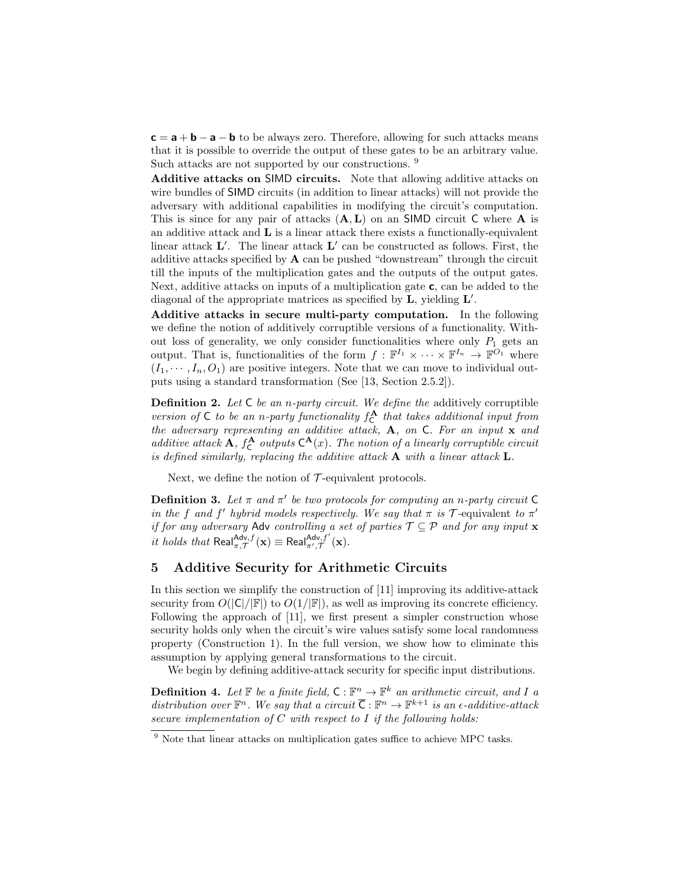$\mathbf{c} = \mathbf{a} + \mathbf{b} - \mathbf{a} - \mathbf{b}$ to be always zero. Therefore, allowing for such attacks means that it is possible to override the output of these gates to be an arbitrary value. Such attacks are not supported by our constructions. [9]

**Additive attacks on SIMD circuits.** Note that allowing additive attacks on wire bundles of SIMD circuits (in addition to linear attacks) will not provide the adversary with additional capabilities in modifying the circuit's computation. This is since for any pair of attacks $(\mathbf{A}, \mathbf{L})$ on an SIMD circuit $\mathsf{C}$ where $\mathbf{A}$ is an additive attack and $\mathbf{L}$ is a linear attack there exists a functionally-equivalent linear attack $\mathbf{L}'$. The linear attack $\mathbf{L}'$ can be constructed as follows. First, the additive attacks specified by $\mathbf{A}$ can be pushed "downstream" through the circuit till the inputs of the multiplication gates and the outputs of the output gates. Next, additive attacks on inputs of a multiplication gate $\mathbf{c}$, can be added to the diagonal of the appropriate matrices as specified by $\mathbf{L}$, yielding $\mathbf{L}'$.

**Additive attacks in secure multi-party computation.** In the following we define the notion of additively corruptible versions of a functionality. Without loss of generality, we only consider functionalities where only $P_1$ gets an output. That is, functionalities of the form $f : \mathbb{F}^{I_1} \times \cdots \times \mathbb{F}^{I_n} \rightarrow \mathbb{F}^{O_1}$ where $(I_1, \cdots, I_n, O_1)$ are positive integers. Note that we can move to individual outputs using a standard transformation (See [13, Section 2.5.2]).

**Definition 2.** *Let $\mathsf{C}$ be an $n$-party circuit. We define the* additively corruptible version *of $\mathsf{C}$ to be an $n$-party functionality $f_{\mathsf{C}}^{\mathbf{A}}$ that takes additional input from the adversary representing an additive attack, $\mathbf{A}$, on $\mathsf{C}$. For an input $\mathbf{x}$ and additive attack $\mathbf{A}$, $f_{\mathsf{C}}^{\mathbf{A}}$ outputs $\mathsf{C}^{\mathbf{A}}(x)$. The notion of a linearly corruptible circuit is defined similarly, replacing the additive attack $\mathbf{A}$ with a linear attack $\mathbf{L}$.*

Next, we define the notion of $\mathcal{T}$-equivalent protocols.

**Definition 3.** *Let $\pi$ and $\pi'$ be two protocols for computing an $n$-party circuit $\mathsf{C}$ in the $f$ and $f'$ hybrid models respectively. We say that $\pi$ is $\mathcal{T}$-equivalent to $\pi'$ if for any adversary $\mathsf{Adv}$ controlling a set of parties $\mathcal{T} \subseteq \mathcal{P}$ and for any input $\mathbf{x}$ it holds that $\mathsf{Real}_{\pi,\mathcal{T}}^{\mathsf{Adv},f}(\mathbf{x}) \equiv \mathsf{Real}_{\pi',\mathcal{T}}^{\mathsf{Adv},f'}(\mathbf{x})$.*

## 5 Additive Security for Arithmetic Circuits

In this section we simplify the construction of [11] improving its additive-attack security from $O(|\mathsf{C}|/|\mathbb{F}|)$ to $O(1/|\mathbb{F}|)$, as well as improving its concrete efficiency. Following the approach of [11], we first present a simpler construction whose security holds only when the circuit's wire values satisfy some local randomness property (Construction 1). In the full version, we show how to eliminate this assumption by applying general transformations to the circuit.

We begin by defining additive-attack security for specific input distributions.

**Definition 4.** *Let $\mathbb{F}$ be a finite field, $\mathsf{C} : \mathbb{F}^n \rightarrow \mathbb{F}^k$ an arithmetic circuit, and $I$ a distribution over $\mathbb{F}^n$. We say that a circuit $\overline{\mathsf{C}} : \mathbb{F}^n \rightarrow \mathbb{F}^{k+1}$ is an $\epsilon$-additive-attack secure implementation of $C$ with respect to $I$ if the following holds:*

[9] Note that linear attacks on multiplication gates suffice to achieve MPC tasks.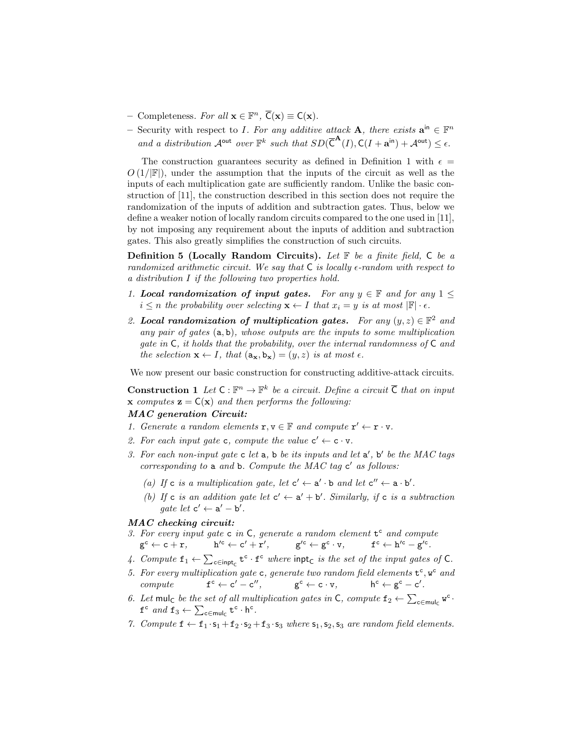– Completeness. *For all* $\mathbf{x} \in \mathbb{F}^n$, $\overline{\mathsf{C}}(\mathbf{x}) \equiv \mathsf{C}(\mathbf{x})$.

– Security with respect to $I$. *For any additive attack* $\mathbf{A}$, *there exists* $\mathbf{a}^{\mathsf{in}} \in \mathbb{F}^n$ *and a distribution* $\mathcal{A}^{\mathsf{out}}$ *over* $\mathbb{F}^k$ *such that* $SD(\overline{\mathsf{C}}^{\mathbf{A}}(I), \mathsf{C}(I + \mathbf{a}^{\mathsf{in}}) + \mathcal{A}^{\mathsf{out}}) \leq \epsilon$.

The construction guarantees security as defined in Definition 1 with $\epsilon = O(1/|\mathbb{F}|)$, under the assumption that the inputs of the circuit as well as the inputs of each multiplication gate are sufficiently random. Unlike the basic construction of [11], the construction described in this section does not require the randomization of the inputs of addition and subtraction gates. Thus, below we define a weaker notion of locally random circuits compared to the one used in [11], by not imposing any requirement about the inputs of addition and subtraction gates. This also greatly simplifies the construction of such circuits.

**Definition 5 (Locally Random Circuits).** *Let* $\mathbb{F}$ *be a finite field,* $\mathsf{C}$ *be a randomized arithmetic circuit. We say that* $\mathsf{C}$ *is locally* $\epsilon$*-random with respect to a distribution* $I$ *if the following two properties hold.*

1. ***Local randomization of input gates.*** *For any* $y \in \mathbb{F}$ *and for any* $1 \leq i \leq n$ *the probability over selecting* $\mathbf{x} \leftarrow I$ *that* $x_i = y$ *is at most* $|\mathbb{F}| \cdot \epsilon$.
2. ***Local randomization of multiplication gates.*** *For any* $(y, z) \in \mathbb{F}^2$ *and any pair of gates* $(\mathtt{a}, \mathtt{b})$*, whose outputs are the inputs to some multiplication gate in* $\mathsf{C}$*, it holds that the probability, over the internal randomness of* $\mathsf{C}$ *and the selection* $\mathbf{x} \leftarrow I$*, that* $(\mathtt{a}_{\mathbf{x}}, \mathtt{b}_{\mathbf{x}}) = (y, z)$ *is at most* $\epsilon$.

We now present our basic construction for constructing additive-attack circuits.

**Construction 1** *Let* $\mathsf{C} : \mathbb{F}^n \to \mathbb{F}^k$ *be a circuit. Define a circuit* $\overline{\mathsf{C}}$ *that on input* $\mathbf{x}$ *computes* $\mathbf{z} = \mathsf{C}(\mathbf{x})$ *and then performs the following:*

***MAC generation Circuit:***

1. *Generate a random elements* $\mathtt{r}, \mathtt{v} \in \mathbb{F}$ *and compute* $\mathtt{r}' \leftarrow \mathtt{r} \cdot \mathtt{v}$.
2. *For each input gate* $\mathtt{c}$*, compute the value* $\mathtt{c}' \leftarrow \mathtt{c} \cdot \mathtt{v}$.
3. *For each non-input gate* $\mathtt{c}$ *let* $\mathtt{a}$, $\mathtt{b}$ *be its inputs and let* $\mathtt{a}'$, $\mathtt{b}'$ *be the MAC tags corresponding to* $\mathtt{a}$ *and* $\mathtt{b}$*. Compute the MAC tag* $\mathtt{c}'$ *as follows:*
   (a) *If* $\mathtt{c}$ *is a multiplication gate, let* $\mathtt{c}' \leftarrow \mathtt{a}' \cdot \mathtt{b}$ *and let* $\mathtt{c}'' \leftarrow \mathtt{a} \cdot \mathtt{b}'$.
   (b) *If* $\mathtt{c}$ *is an addition gate let* $\mathtt{c}' \leftarrow \mathtt{a}' + \mathtt{b}'$*. Similarly, if* $\mathtt{c}$ *is a subtraction gate let* $\mathtt{c}' \leftarrow \mathtt{a}' - \mathtt{b}'$.

***MAC checking circuit:***

3. *For every input gate* $\mathtt{c}$ *in* $\mathsf{C}$*, generate a random element* $\mathtt{t}^{\mathtt{c}}$ *and compute* $\mathtt{g}^{\mathtt{c}} \leftarrow \mathtt{c} + \mathtt{r}, \qquad \mathtt{h}'^{\mathtt{c}} \leftarrow \mathtt{c}' + \mathtt{r}', \qquad \mathtt{g}'^{\mathtt{c}} \leftarrow \mathtt{g}^{\mathtt{c}} \cdot \mathtt{v}, \qquad \mathtt{f}^{\mathtt{c}} \leftarrow \mathtt{h}'^{\mathtt{c}} - \mathtt{g}'^{\mathtt{c}}$.
4. *Compute* $\mathtt{f}_1 \leftarrow \sum_{\mathtt{c} \in \mathsf{inpt}_{\mathsf{C}}} \mathtt{t}^{\mathtt{c}} \cdot \mathtt{f}^{\mathtt{c}}$ *where* $\mathsf{inpt}_{\mathsf{C}}$ *is the set of the input gates of* $\mathsf{C}$.
5. *For every multiplication gate* $\mathtt{c}$*, generate two random field elements* $\mathtt{t}^{\mathtt{c}}, \mathtt{w}^{\mathtt{c}}$ *and compute* $\mathtt{f}^{\mathtt{c}} \leftarrow \mathtt{c}' - \mathtt{c}'', \qquad \mathtt{g}^{\mathtt{c}} \leftarrow \mathtt{c} \cdot \mathtt{v}, \qquad \mathtt{h}^{\mathtt{c}} \leftarrow \mathtt{g}^{\mathtt{c}} - \mathtt{c}'$.
6. *Let* $\mathsf{mul}_{\mathsf{C}}$ *be the set of all multiplication gates in* $\mathsf{C}$*, compute* $\mathtt{f}_2 \leftarrow \sum_{\mathtt{c} \in \mathsf{mul}_{\mathsf{C}}} \mathtt{w}^{\mathtt{c}} \cdot \mathtt{f}^{\mathtt{c}}$ *and* $\mathtt{f}_3 \leftarrow \sum_{\mathtt{c} \in \mathsf{mul}_{\mathsf{C}}} \mathtt{t}^{\mathtt{c}} \cdot \mathtt{h}^{\mathtt{c}}$.
7. *Compute* $\mathtt{f} \leftarrow \mathtt{f}_1 \cdot \mathtt{s}_1 + \mathtt{f}_2 \cdot \mathtt{s}_2 + \mathtt{f}_3 \cdot \mathtt{s}_3$ *where* $\mathtt{s}_1, \mathtt{s}_2, \mathtt{s}_3$ *are random field elements.*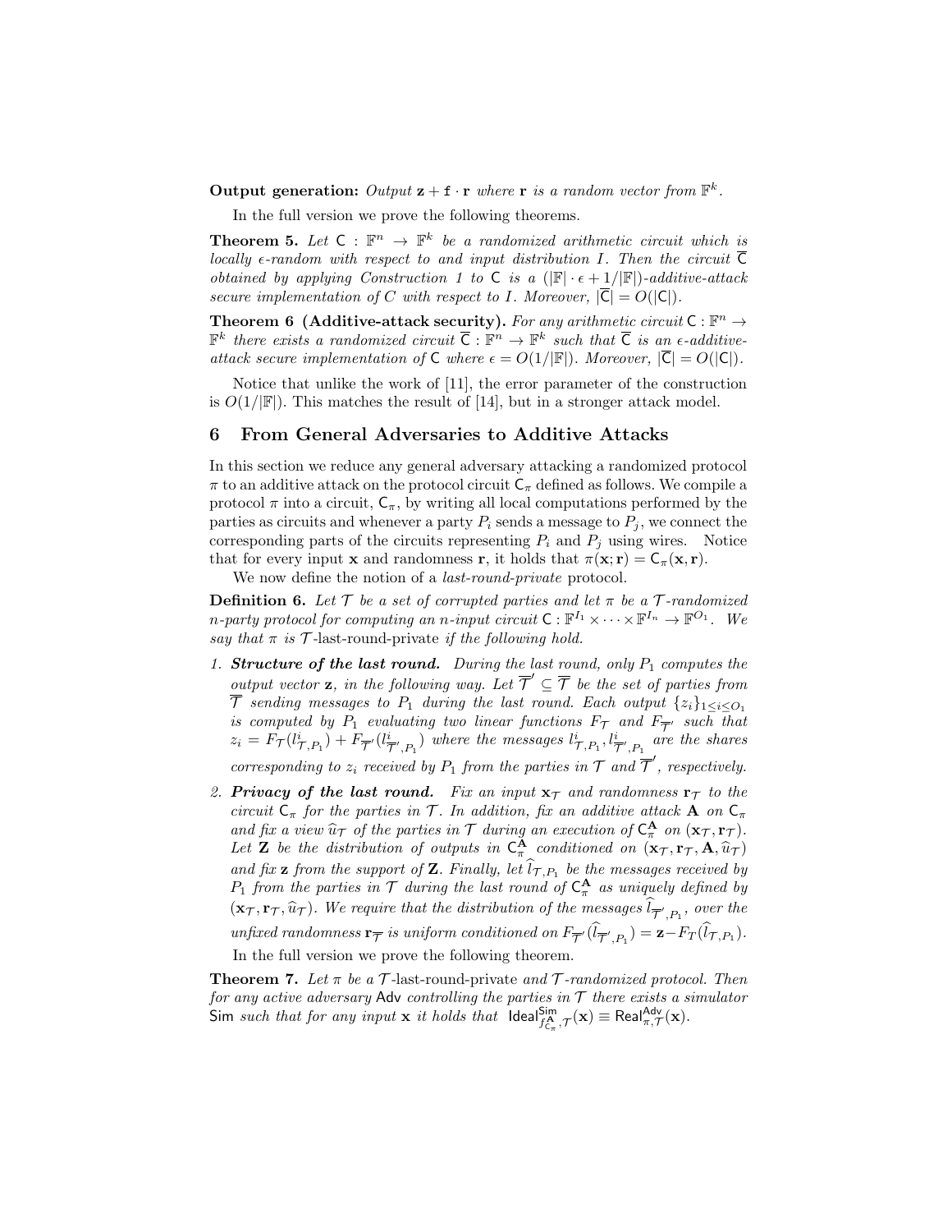**Output generation:** *Output* $\mathbf{z} + \mathtt{f} \cdot \mathbf{r}$ *where* $\mathbf{r}$ *is a random vector from* $\mathbb{F}^k$.

In the full version we prove the following theorems.

**Theorem 5.** *Let* $\mathsf{C} : \mathbb{F}^n \to \mathbb{F}^k$ *be a randomized arithmetic circuit which is locally* $\epsilon$*-random with respect to and input distribution* $I$*. Then the circuit* $\overline{\mathsf{C}}$ *obtained by applying Construction 1 to* $\mathsf{C}$ *is a* $(|\mathbb{F}| \cdot \epsilon + 1/|\mathbb{F}|)$*-additive-attack secure implementation of* $C$ *with respect to* $I$*. Moreover,* $|\overline{\mathsf{C}}| = O(|\mathsf{C}|)$*.*

**Theorem 6 (Additive-attack security).** *For any arithmetic circuit* $\mathsf{C} : \mathbb{F}^n \to \mathbb{F}^k$ *there exists a randomized circuit* $\overline{\mathsf{C}} : \mathbb{F}^n \to \mathbb{F}^k$ *such that* $\overline{\mathsf{C}}$ *is an* $\epsilon$*-additive-attack secure implementation of* $\mathsf{C}$ *where* $\epsilon = O(1/|\mathbb{F}|)$*. Moreover,* $|\overline{\mathsf{C}}| = O(|\mathsf{C}|)$*.*

Notice that unlike the work of [11], the error parameter of the construction is $O(1/|\mathbb{F}|)$. This matches the result of [14], but in a stronger attack model.

## 6 From General Adversaries to Additive Attacks

In this section we reduce any general adversary attacking a randomized protocol $\pi$ to an additive attack on the protocol circuit $\mathsf{C}_\pi$ defined as follows. We compile a protocol $\pi$ into a circuit, $\mathsf{C}_\pi$, by writing all local computations performed by the parties as circuits and whenever a party $P_i$ sends a message to $P_j$, we connect the corresponding parts of the circuits representing $P_i$ and $P_j$ using wires. Notice that for every input $\mathbf{x}$ and randomness $\mathbf{r}$, it holds that $\pi(\mathbf{x}; \mathbf{r}) = \mathsf{C}_\pi(\mathbf{x}, \mathbf{r})$.

We now define the notion of a *last-round-private* protocol.

**Definition 6.** *Let* $\mathcal{T}$ *be a set of corrupted parties and let* $\pi$ *be a* $\mathcal{T}$*-randomized* $n$*-party protocol for computing an* $n$*-input circuit* $\mathsf{C} : \mathbb{F}^{I_1} \times \cdots \times \mathbb{F}^{I_n} \to \mathbb{F}^{O_1}$*. We say that* $\pi$ *is* $\mathcal{T}$-last-round-private *if the following hold.*

1. ***Structure of the last round.*** *During the last round, only* $P_1$ *computes the output vector* $\mathbf{z}$*, in the following way. Let* $\overline{\mathcal{T}}' \subseteq \overline{\mathcal{T}}$ *be the set of parties from* $\overline{\mathcal{T}}$ *sending messages to* $P_1$ *during the last round. Each output* $\{z_i\}_{1 \leq i \leq O_1}$ *is computed by* $P_1$ *evaluating two linear functions* $F_\mathcal{T}$ *and* $F_{\overline{\mathcal{T}}'}$ *such that* $z_i = F_\mathcal{T}(l^i_{\mathcal{T},P_1}) + F_{\overline{\mathcal{T}}'}(l^i_{\overline{\mathcal{T}}',P_1})$ *where the messages* $l^i_{\mathcal{T},P_1}, l^i_{\overline{\mathcal{T}}',P_1}$ *are the shares corresponding to* $z_i$ *received by* $P_1$ *from the parties in* $\mathcal{T}$ *and* $\overline{\mathcal{T}}'$*, respectively.*
2. ***Privacy of the last round.*** *Fix an input* $\mathbf{x}_\mathcal{T}$ *and randomness* $\mathbf{r}_\mathcal{T}$ *to the circuit* $\mathsf{C}_\pi$ *for the parties in* $\mathcal{T}$*. In addition, fix an additive attack* $\mathbf{A}$ *on* $\mathsf{C}_\pi$ *and fix a view* $\widehat{u}_\mathcal{T}$ *of the parties in* $\mathcal{T}$ *during an execution of* $\mathsf{C}^\mathbf{A}_\pi$ *on* $(\mathbf{x}_\mathcal{T}, \mathbf{r}_\mathcal{T})$*. Let* $\mathbf{Z}$ *be the distribution of outputs in* $\mathsf{C}^\mathbf{A}_\pi$ *conditioned on* $(\mathbf{x}_\mathcal{T}, \mathbf{r}_\mathcal{T}, \mathbf{A}, \widehat{u}_\mathcal{T})$ *and fix* $\mathbf{z}$ *from the support of* $\mathbf{Z}$*. Finally, let* $\widehat{l}_{\mathcal{T},P_1}$ *be the messages received by* $P_1$ *from the parties in* $\mathcal{T}$ *during the last round of* $\mathsf{C}^\mathbf{A}_\pi$ *as uniquely defined by* $(\mathbf{x}_\mathcal{T}, \mathbf{r}_\mathcal{T}, \widehat{u}_\mathcal{T})$*. We require that the distribution of the messages* $\widehat{l}_{\overline{\mathcal{T}}',P_1}$*, over the unfixed randomness* $\mathbf{r}_{\overline{\mathcal{T}}}$ *is uniform conditioned on* $F_{\overline{\mathcal{T}}'}(\widehat{l}_{\overline{\mathcal{T}}',P_1}) = \mathbf{z} - F_T(\widehat{l}_{\mathcal{T},P_1})$*.*

In the full version we prove the following theorem.

**Theorem 7.** *Let* $\pi$ *be a* $\mathcal{T}$*-last-round-private and* $\mathcal{T}$*-randomized protocol. Then for any active adversary* $\mathsf{Adv}$ *controlling the parties in* $\mathcal{T}$ *there exists a simulator* $\mathsf{Sim}$ *such that for any input* $\mathbf{x}$ *it holds that* $\mathsf{Ideal}^{\mathsf{Sim}}_{f^\mathbf{A}_{\mathsf{C}_\pi},\mathcal{T}}(\mathbf{x}) \equiv \mathsf{Real}^{\mathsf{Adv}}_{\pi,\mathcal{T}}(\mathbf{x})$*.*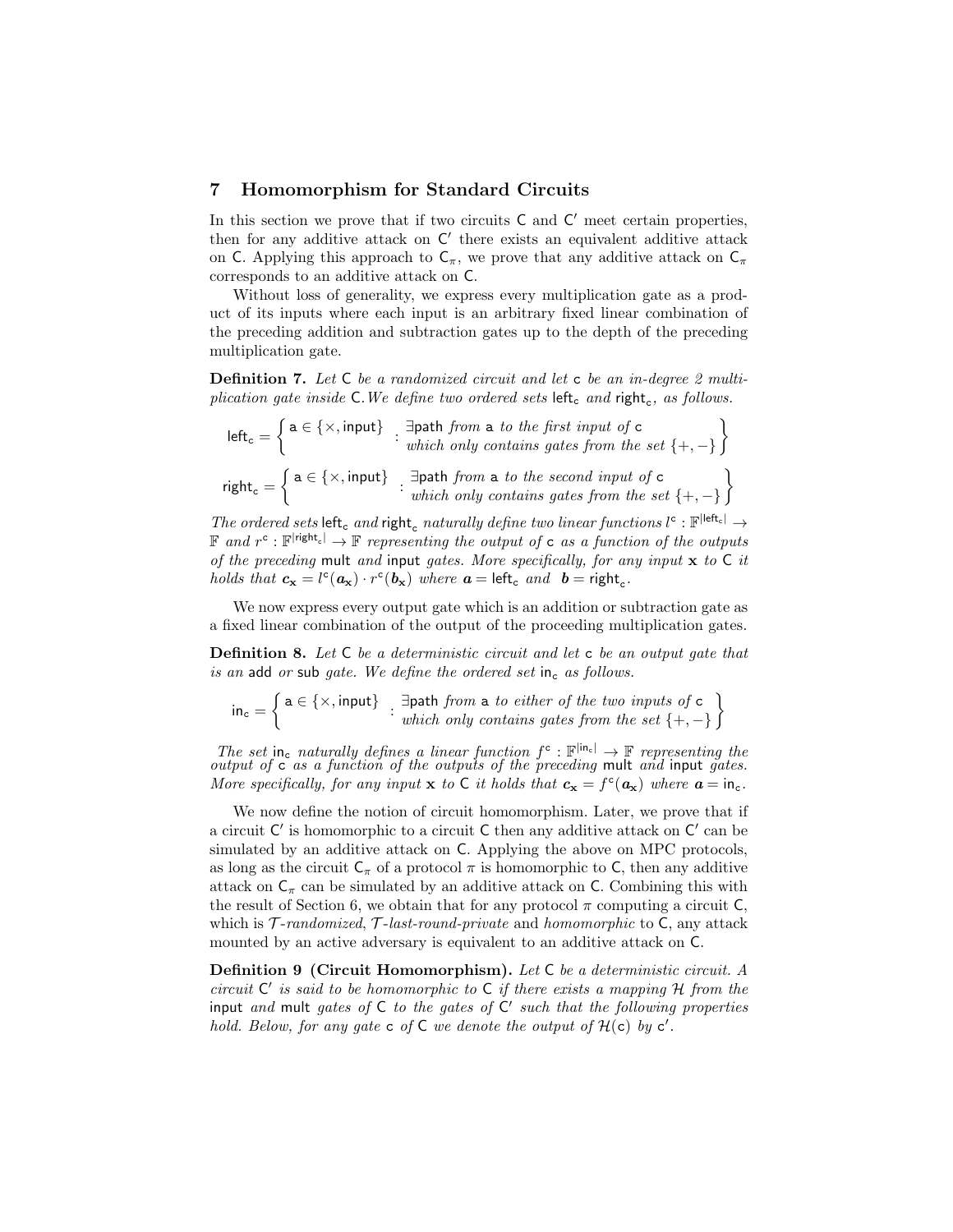## 7 Homomorphism for Standard Circuits

In this section we prove that if two circuits $\mathsf{C}$ and $\mathsf{C}'$ meet certain properties, then for any additive attack on $\mathsf{C}'$ there exists an equivalent additive attack on $\mathsf{C}$. Applying this approach to $\mathsf{C}_\pi$, we prove that any additive attack on $\mathsf{C}_\pi$ corresponds to an additive attack on $\mathsf{C}$.

Without loss of generality, we express every multiplication gate as a product of its inputs where each input is an arbitrary fixed linear combination of the preceding addition and subtraction gates up to the depth of the preceding multiplication gate.

**Definition 7.** *Let $\mathsf{C}$ be a randomized circuit and let $\mathsf{c}$ be an in-degree 2 multiplication gate inside $\mathsf{C}$. We define two ordered sets $\mathsf{left}_\mathsf{c}$ and $\mathsf{right}_\mathsf{c}$, as follows.*

$$\mathsf{left}_\mathsf{c} = \left\{ \mathsf{a} \in \{\times, \mathsf{input}\} : \begin{array}{l} \exists \mathsf{path} \text{ from } \mathsf{a} \text{ to the first input of } \mathsf{c} \\ \text{which only contains gates from the set } \{+, -\} \end{array} \right\}$$

$$\mathsf{right}_\mathsf{c} = \left\{ \mathsf{a} \in \{\times, \mathsf{input}\} : \begin{array}{l} \exists \mathsf{path} \text{ from } \mathsf{a} \text{ to the second input of } \mathsf{c} \\ \text{which only contains gates from the set } \{+, -\} \end{array} \right\}$$

*The ordered sets $\mathsf{left}_\mathsf{c}$ and $\mathsf{right}_\mathsf{c}$ naturally define two linear functions $l^\mathsf{c} : \mathbb{F}^{|\mathsf{left}_\mathsf{c}|} \to \mathbb{F}$ and $r^\mathsf{c} : \mathbb{F}^{|\mathsf{right}_\mathsf{c}|} \to \mathbb{F}$ representing the output of $\mathsf{c}$ as a function of the outputs of the preceding $\mathsf{mult}$ and $\mathsf{input}$ gates. More specifically, for any input $\mathbf{x}$ to $\mathsf{C}$ it holds that $\boldsymbol{c}_\mathbf{x} = l^\mathsf{c}(\boldsymbol{a}_\mathbf{x}) \cdot r^\mathsf{c}(\boldsymbol{b}_\mathbf{x})$ where $\boldsymbol{a} = \mathsf{left}_\mathsf{c}$ and $\boldsymbol{b} = \mathsf{right}_\mathsf{c}$.*

We now express every output gate which is an addition or subtraction gate as a fixed linear combination of the output of the proceeding multiplication gates.

**Definition 8.** *Let $\mathsf{C}$ be a deterministic circuit and let $\mathsf{c}$ be an output gate that is an $\mathsf{add}$ or $\mathsf{sub}$ gate. We define the ordered set $\mathsf{in}_\mathsf{c}$ as follows.*

$$\mathsf{in}_\mathsf{c} = \left\{ \mathsf{a} \in \{\times, \mathsf{input}\} : \begin{array}{l} \exists \mathsf{path} \text{ from } \mathsf{a} \text{ to either of the two inputs of } \mathsf{c} \\ \text{which only contains gates from the set } \{+, -\} \end{array} \right\}$$

*The set $\mathsf{in}_\mathsf{c}$ naturally defines a linear function $f^\mathsf{c} : \mathbb{F}^{|\mathsf{in}_\mathsf{c}|} \to \mathbb{F}$ representing the output of $\mathsf{c}$ as a function of the outputs of the preceding $\mathsf{mult}$ and $\mathsf{input}$ gates. More specifically, for any input $\mathbf{x}$ to $\mathsf{C}$ it holds that $\boldsymbol{c}_\mathbf{x} = f^\mathsf{c}(\boldsymbol{a}_\mathbf{x})$ where $\boldsymbol{a} = \mathsf{in}_\mathsf{c}$.*

We now define the notion of circuit homomorphism. Later, we prove that if a circuit $\mathsf{C}'$ is homomorphic to a circuit $\mathsf{C}$ then any additive attack on $\mathsf{C}'$ can be simulated by an additive attack on $\mathsf{C}$. Applying the above on MPC protocols, as long as the circuit $\mathsf{C}_\pi$ of a protocol $\pi$ is homomorphic to $\mathsf{C}$, then any additive attack on $\mathsf{C}_\pi$ can be simulated by an additive attack on $\mathsf{C}$. Combining this with the result of Section 6, we obtain that for any protocol $\pi$ computing a circuit $\mathsf{C}$, which is $\mathcal{T}$-*randomized*, $\mathcal{T}$-*last-round-private* and *homomorphic* to $\mathsf{C}$, any attack mounted by an active adversary is equivalent to an additive attack on $\mathsf{C}$.

**Definition 9 (Circuit Homomorphism).** *Let $\mathsf{C}$ be a deterministic circuit. A circuit $\mathsf{C}'$ is said to be homomorphic to $\mathsf{C}$ if there exists a mapping $\mathcal{H}$ from the $\mathsf{input}$ and $\mathsf{mult}$ gates of $\mathsf{C}$ to the gates of $\mathsf{C}'$ such that the following properties hold. Below, for any gate $\mathsf{c}$ of $\mathsf{C}$ we denote the output of $\mathcal{H}(\mathsf{c})$ by $\mathsf{c}'$.*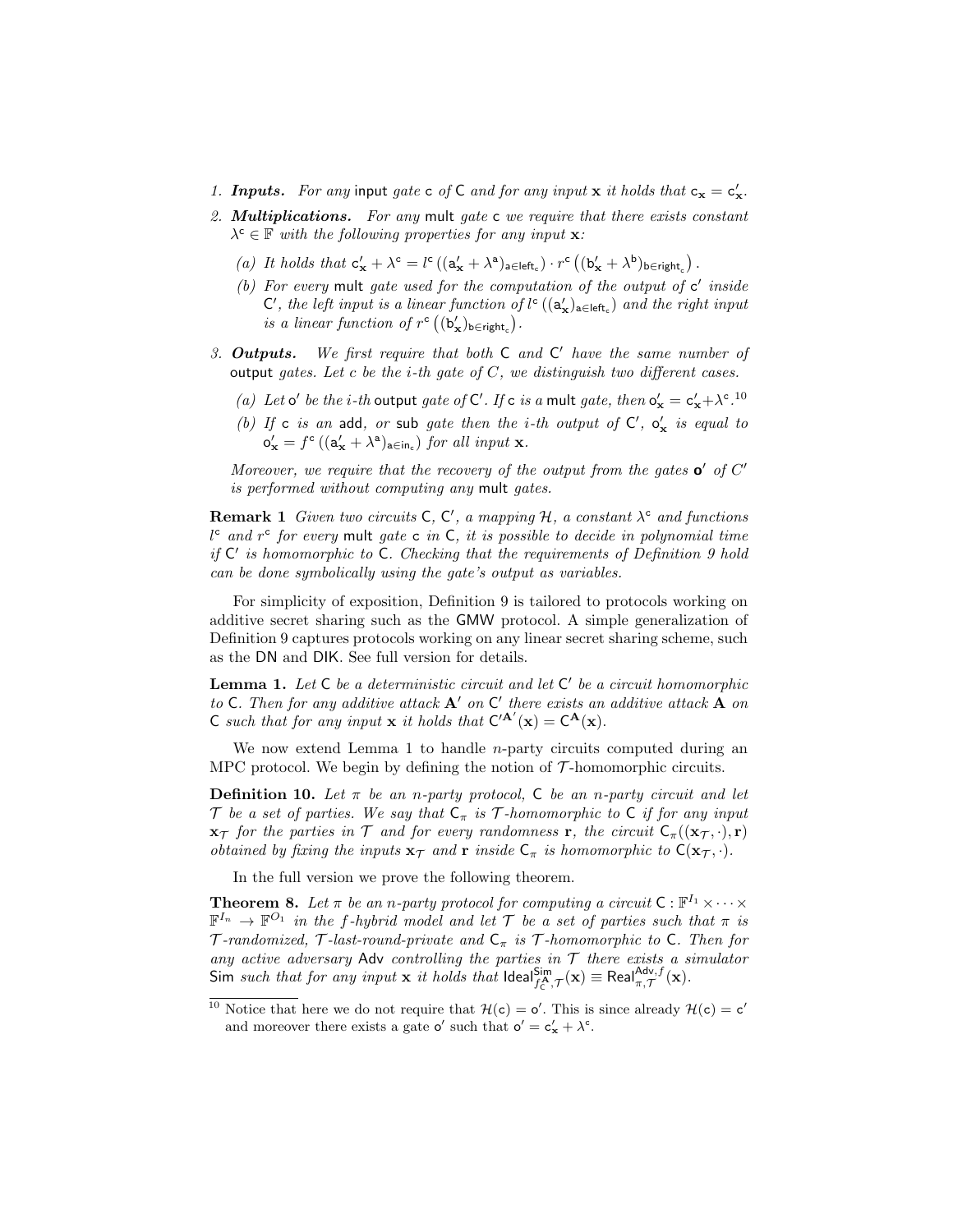1. ***Inputs.*** *For any* input *gate* $\mathsf{c}$ *of* $\mathsf{C}$ *and for any input* $\mathbf{x}$ *it holds that* $\mathsf{c}_{\mathbf{x}} = \mathsf{c}'_{\mathbf{x}}$.
2. ***Multiplications.*** *For any* mult *gate* $\mathsf{c}$ *we require that there exists constant* $\lambda^{\mathsf{c}} \in \mathbb{F}$ *with the following properties for any input* $\mathbf{x}$*:*
   (a) *It holds that* $\mathsf{c}'_{\mathbf{x}} + \lambda^{\mathsf{c}} = l^{\mathsf{c}}\left((\mathsf{a}'_{\mathbf{x}} + \lambda^{\mathsf{a}})_{\mathsf{a} \in \mathsf{left}_{\mathsf{c}}}\right) \cdot r^{\mathsf{c}}\left((\mathsf{b}'_{\mathbf{x}} + \lambda^{\mathsf{b}})_{\mathsf{b} \in \mathsf{right}_{\mathsf{c}}}\right)$.
   (b) *For every* mult *gate used for the computation of the output of* $\mathsf{c}'$ *inside* $\mathsf{C}'$*, the left input is a linear function of* $l^{\mathsf{c}}\left((\mathsf{a}'_{\mathbf{x}})_{\mathsf{a} \in \mathsf{left}_{\mathsf{c}}}\right)$ *and the right input is a linear function of* $r^{\mathsf{c}}\left((\mathsf{b}'_{\mathbf{x}})_{\mathsf{b} \in \mathsf{right}_{\mathsf{c}}}\right)$.
3. ***Outputs.*** *We first require that both* $\mathsf{C}$ *and* $\mathsf{C}'$ *have the same number of* output *gates. Let* $c$ *be the* $i$*-th gate of* $C$*, we distinguish two different cases.*
   (a) *Let* $\mathsf{o}'$ *be the* $i$*-th* output *gate of* $\mathsf{C}'$*. If* $\mathsf{c}$ *is a* mult *gate, then* $\mathsf{o}'_{\mathbf{x}} = \mathsf{c}'_{\mathbf{x}} + \lambda^{\mathsf{c}}$.[10]
   (b) *If* $\mathsf{c}$ *is an* add*, or* sub *gate then the* $i$*-th output of* $\mathsf{C}'$*,* $\mathsf{o}'_{\mathbf{x}}$ *is equal to* $\mathsf{o}'_{\mathbf{x}} = f^{\mathsf{c}}\left((\mathsf{a}'_{\mathbf{x}} + \lambda^{\mathsf{a}})_{\mathsf{a} \in \mathsf{in}_{\mathsf{c}}}\right)$ *for all input* $\mathbf{x}$.

   *Moreover, we require that the recovery of the output from the gates* $\mathbf{o}'$ *of* $C'$ *is performed without computing any* mult *gates.*

**Remark 1** *Given two circuits* $\mathsf{C}$*,* $\mathsf{C}'$*, a mapping* $\mathcal{H}$*, a constant* $\lambda^{\mathsf{c}}$ *and functions* $l^{\mathsf{c}}$ *and* $r^{\mathsf{c}}$ *for every* mult *gate* $\mathsf{c}$ *in* $\mathsf{C}$*, it is possible to decide in polynomial time if* $\mathsf{C}'$ *is homomorphic to* $\mathsf{C}$*. Checking that the requirements of Definition 9 hold can be done symbolically using the gate's output as variables.*

For simplicity of exposition, Definition 9 is tailored to protocols working on additive secret sharing such as the GMW protocol. A simple generalization of Definition 9 captures protocols working on any linear secret sharing scheme, such as the DN and DIK. See full version for details.

**Lemma 1.** *Let* $\mathsf{C}$ *be a deterministic circuit and let* $\mathsf{C}'$ *be a circuit homomorphic to* $\mathsf{C}$*. Then for any additive attack* $\mathbf{A}'$ *on* $\mathsf{C}'$ *there exists an additive attack* $\mathbf{A}$ *on* $\mathsf{C}$ *such that for any input* $\mathbf{x}$ *it holds that* $\mathsf{C}'^{\mathbf{A}'}(\mathbf{x}) = \mathsf{C}^{\mathbf{A}}(\mathbf{x})$.

We now extend Lemma 1 to handle $n$-party circuits computed during an MPC protocol. We begin by defining the notion of $\mathcal{T}$-homomorphic circuits.

**Definition 10.** *Let* $\pi$ *be an* $n$*-party protocol,* $\mathsf{C}$ *be an* $n$*-party circuit and let* $\mathcal{T}$ *be a set of parties. We say that* $\mathsf{C}_\pi$ *is* $\mathcal{T}$*-homomorphic to* $\mathsf{C}$ *if for any input* $\mathbf{x}_{\mathcal{T}}$ *for the parties in* $\mathcal{T}$ *and for every randomness* $\mathbf{r}$*, the circuit* $\mathsf{C}_\pi((\mathbf{x}_{\mathcal{T}}, \cdot), \mathbf{r})$ *obtained by fixing the inputs* $\mathbf{x}_{\mathcal{T}}$ *and* $\mathbf{r}$ *inside* $\mathsf{C}_\pi$ *is homomorphic to* $\mathsf{C}(\mathbf{x}_{\mathcal{T}}, \cdot)$.

In the full version we prove the following theorem.

**Theorem 8.** *Let* $\pi$ *be an* $n$*-party protocol for computing a circuit* $\mathsf{C} : \mathbb{F}^{I_1} \times \cdots \times \mathbb{F}^{I_n} \to \mathbb{F}^{O_1}$ *in the* $f$*-hybrid model and let* $\mathcal{T}$ *be a set of parties such that* $\pi$ *is* $\mathcal{T}$*-randomized,* $\mathcal{T}$*-last-round-private and* $\mathsf{C}_\pi$ *is* $\mathcal{T}$*-homomorphic to* $\mathsf{C}$*. Then for any active adversary* $\mathsf{Adv}$ *controlling the parties in* $\mathcal{T}$ *there exists a simulator* $\mathsf{Sim}$ *such that for any input* $\mathbf{x}$ *it holds that* $\mathsf{Ideal}^{\mathsf{Sim}}_{f^{\mathbf{A}}_{\mathsf{C}}, \mathcal{T}}(\mathbf{x}) \equiv \mathsf{Real}^{\mathsf{Adv}, f}_{\pi, \mathcal{T}}(\mathbf{x})$.

[10] Notice that here we do not require that $\mathcal{H}(\mathsf{c}) = \mathsf{o}'$. This is since already $\mathcal{H}(\mathsf{c}) = \mathsf{c}'$ and moreover there exists a gate $\mathsf{o}'$ such that $\mathsf{o}' = \mathsf{c}'_{\mathbf{x}} + \lambda^{\mathsf{c}}$.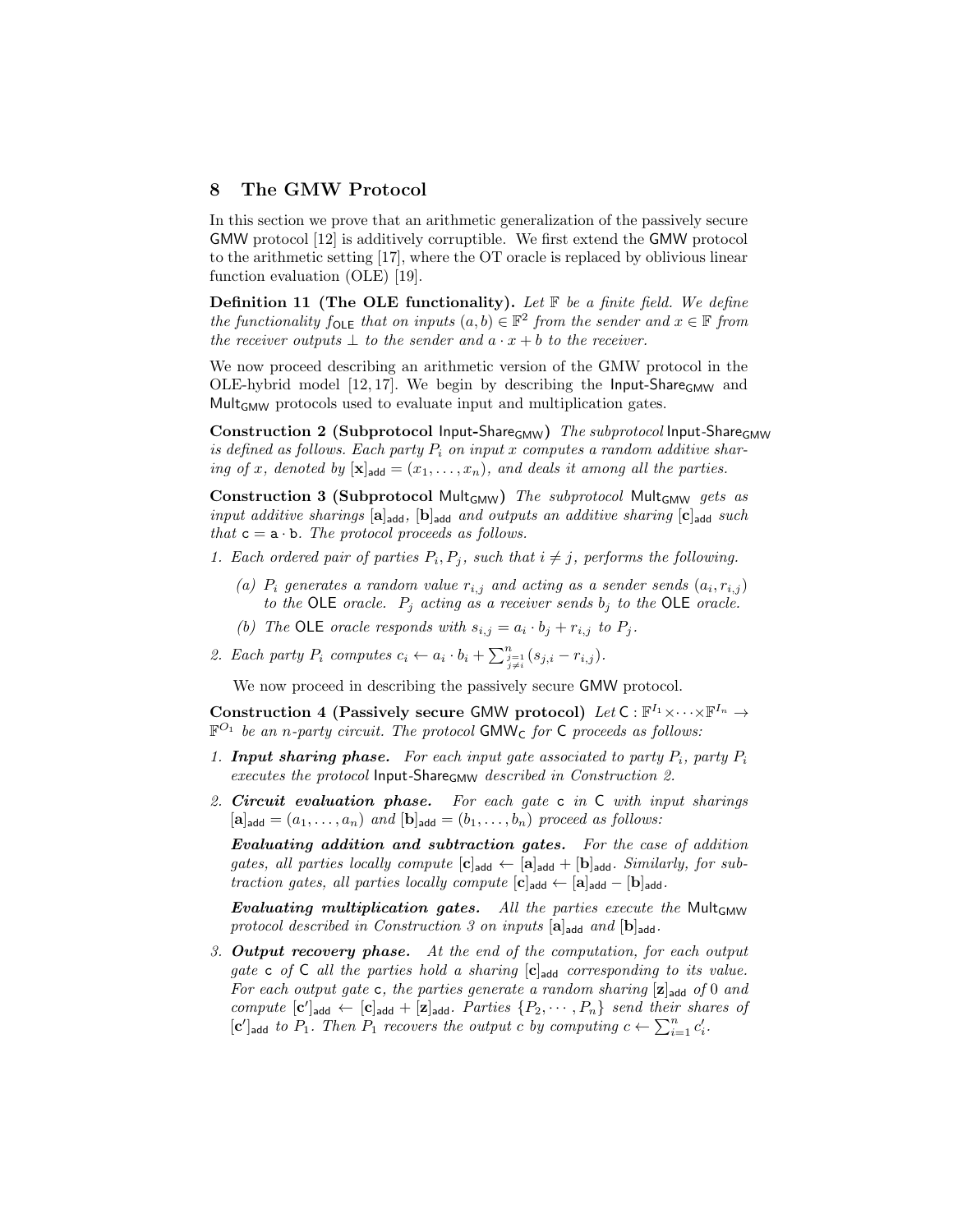## 8 The GMW Protocol

In this section we prove that an arithmetic generalization of the passively secure GMW protocol [12] is additively corruptible. We first extend the GMW protocol to the arithmetic setting [17], where the OT oracle is replaced by oblivious linear function evaluation (OLE) [19].

**Definition 11 (The OLE functionality).** *Let $\mathbb{F}$ be a finite field. We define the functionality $f_{\mathsf{OLE}}$ that on inputs $(a, b) \in \mathbb{F}^2$ from the sender and $x \in \mathbb{F}$ from the receiver outputs $\perp$ to the sender and $a \cdot x + b$ to the receiver.*

We now proceed describing an arithmetic version of the GMW protocol in the OLE-hybrid model [12, 17]. We begin by describing the $\mathsf{Input\text{-}Share_{GMW}}$ and $\mathsf{Mult_{GMW}}$ protocols used to evaluate input and multiplication gates.

**Construction 2 (Subprotocol $\mathsf{Input\text{-}Share_{GMW}}$)** *The subprotocol $\mathsf{Input\text{-}Share_{GMW}}$ is defined as follows. Each party $P_i$ on input $x$ computes a random additive sharing of $x$, denoted by $[\mathbf{x}]_{\mathsf{add}} = (x_1, \ldots, x_n)$, and deals it among all the parties.*

**Construction 3 (Subprotocol $\mathsf{Mult_{GMW}}$)** *The subprotocol $\mathsf{Mult_{GMW}}$ gets as input additive sharings $[\mathbf{a}]_{\mathsf{add}}$, $[\mathbf{b}]_{\mathsf{add}}$ and outputs an additive sharing $[\mathbf{c}]_{\mathsf{add}}$ such that $\mathsf{c} = \mathsf{a} \cdot \mathsf{b}$. The protocol proceeds as follows.*

1. *Each ordered pair of parties $P_i, P_j$, such that $i \neq j$, performs the following.*
   - *(a) $P_i$ generates a random value $r_{i,j}$ and acting as a sender sends $(a_i, r_{i,j})$ to the $\mathsf{OLE}$ oracle. $P_j$ acting as a receiver sends $b_j$ to the $\mathsf{OLE}$ oracle.*
   - *(b) The $\mathsf{OLE}$ oracle responds with $s_{i,j} = a_i \cdot b_j + r_{i,j}$ to $P_j$.*
2. *Each party $P_i$ computes $c_i \leftarrow a_i \cdot b_i + \sum_{\substack{j=1 \\ j \neq i}}^{n} (s_{j,i} - r_{i,j})$.*

We now proceed in describing the passively secure GMW protocol.

**Construction 4 (Passively secure GMW protocol)** *Let $\mathsf{C} : \mathbb{F}^{I_1} \times \cdots \times \mathbb{F}^{I_n} \to \mathbb{F}^{O_1}$ be an $n$-party circuit. The protocol $\mathsf{GMW_C}$ for $\mathsf{C}$ proceeds as follows:*

1. ***Input sharing phase.*** *For each input gate associated to party $P_i$, party $P_i$ executes the protocol $\mathsf{Input\text{-}Share_{GMW}}$ described in Construction 2.*
2. ***Circuit evaluation phase.*** *For each gate $\mathsf{c}$ in $\mathsf{C}$ with input sharings $[\mathbf{a}]_{\mathsf{add}} = (a_1, \ldots, a_n)$ and $[\mathbf{b}]_{\mathsf{add}} = (b_1, \ldots, b_n)$ proceed as follows:*

   ***Evaluating addition and subtraction gates.*** *For the case of addition gates, all parties locally compute $[\mathbf{c}]_{\mathsf{add}} \leftarrow [\mathbf{a}]_{\mathsf{add}} + [\mathbf{b}]_{\mathsf{add}}$. Similarly, for subtraction gates, all parties locally compute $[\mathbf{c}]_{\mathsf{add}} \leftarrow [\mathbf{a}]_{\mathsf{add}} - [\mathbf{b}]_{\mathsf{add}}$.*

   ***Evaluating multiplication gates.*** *All the parties execute the $\mathsf{Mult_{GMW}}$ protocol described in Construction 3 on inputs $[\mathbf{a}]_{\mathsf{add}}$ and $[\mathbf{b}]_{\mathsf{add}}$.*
3. ***Output recovery phase.*** *At the end of the computation, for each output gate $\mathsf{c}$ of $\mathsf{C}$ all the parties hold a sharing $[\mathbf{c}]_{\mathsf{add}}$ corresponding to its value. For each output gate $\mathsf{c}$, the parties generate a random sharing $[\mathbf{z}]_{\mathsf{add}}$ of 0 and compute $[\mathbf{c}']_{\mathsf{add}} \leftarrow [\mathbf{c}]_{\mathsf{add}} + [\mathbf{z}]_{\mathsf{add}}$. Parties $\{P_2, \cdots, P_n\}$ send their shares of $[\mathbf{c}']_{\mathsf{add}}$ to $P_1$. Then $P_1$ recovers the output $c$ by computing $c \leftarrow \sum_{i=1}^{n} c'_i$.*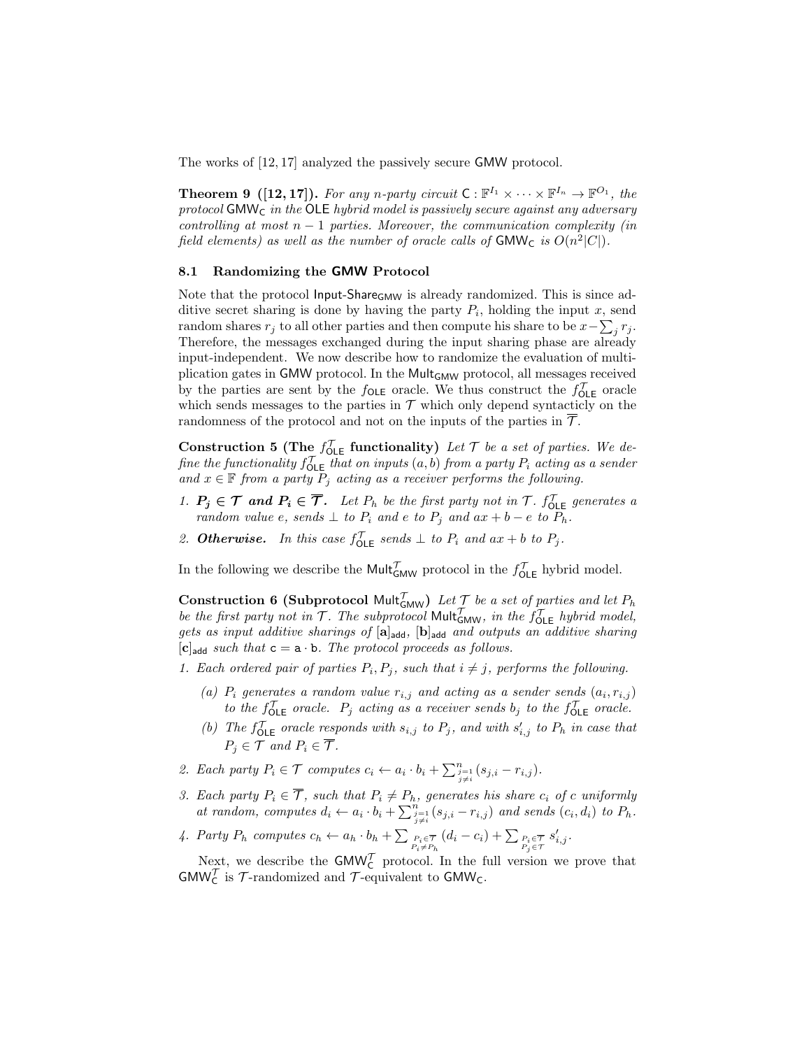The works of [12, 17] analyzed the passively secure $\mathsf{GMW}$ protocol.

**Theorem 9 ([12, 17]).** *For any $n$-party circuit $\mathsf{C} : \mathbb{F}^{I_1} \times \cdots \times \mathbb{F}^{I_n} \to \mathbb{F}^{O_1}$, the protocol $\mathsf{GMW_C}$ in the $\mathsf{OLE}$ hybrid model is passively secure against any adversary controlling at most $n-1$ parties. Moreover, the communication complexity (in field elements) as well as the number of oracle calls of $\mathsf{GMW_C}$ is $O(n^2|C|)$.*

### 8.1 Randomizing the GMW Protocol

Note that the protocol $\mathsf{Input\text{-}Share_{GMW}}$ is already randomized. This is since additive secret sharing is done by having the party $P_i$, holding the input $x$, send random shares $r_j$ to all other parties and then compute his share to be $x - \sum_j r_j$. Therefore, the messages exchanged during the input sharing phase are already input-independent. We now describe how to randomize the evaluation of multiplication gates in $\mathsf{GMW}$ protocol. In the $\mathsf{Mult_{GMW}}$ protocol, all messages received by the parties are sent by the $f_{\mathsf{OLE}}$ oracle. We thus construct the $f_{\mathsf{OLE}}^{\mathcal{T}}$ oracle which sends messages to the parties in $\mathcal{T}$ which only depend syntacticly on the randomness of the protocol and not on the inputs of the parties in $\overline{\mathcal{T}}$.

**Construction 5 (The $f_{\mathsf{OLE}}^{\mathcal{T}}$ functionality)** *Let $\mathcal{T}$ be a set of parties. We define the functionality $f_{\mathsf{OLE}}^{\mathcal{T}}$ that on inputs $(a, b)$ from a party $P_i$ acting as a sender and $x \in \mathbb{F}$ from a party $P_j$ acting as a receiver performs the following.*

1. ***$P_j \in \mathcal{T}$ and $P_i \in \overline{\mathcal{T}}$.*** *Let $P_h$ be the first party not in $\mathcal{T}$. $f_{\mathsf{OLE}}^{\mathcal{T}}$ generates a random value $e$, sends $\perp$ to $P_i$ and $e$ to $P_j$ and $ax + b - e$ to $P_h$.*
2. ***Otherwise.*** *In this case $f_{\mathsf{OLE}}^{\mathcal{T}}$ sends $\perp$ to $P_i$ and $ax + b$ to $P_j$.*

In the following we describe the $\mathsf{Mult}_{\mathsf{GMW}}^{\mathcal{T}}$ protocol in the $f_{\mathsf{OLE}}^{\mathcal{T}}$ hybrid model.

**Construction 6 (Subprotocol $\mathsf{Mult}_{\mathsf{GMW}}^{\mathcal{T}}$)** *Let $\mathcal{T}$ be a set of parties and let $P_h$ be the first party not in $\mathcal{T}$. The subprotocol $\mathsf{Mult}_{\mathsf{GMW}}^{\mathcal{T}}$, in the $f_{\mathsf{OLE}}^{\mathcal{T}}$ hybrid model, gets as input additive sharings of $[\mathbf{a}]_{\mathsf{add}}$, $[\mathbf{b}]_{\mathsf{add}}$ and outputs an additive sharing $[\mathbf{c}]_{\mathsf{add}}$ such that $\mathsf{c} = \mathsf{a} \cdot \mathsf{b}$. The protocol proceeds as follows.*

1. *Each ordered pair of parties $P_i, P_j$, such that $i \neq j$, performs the following.*
   (a) *$P_i$ generates a random value $r_{i,j}$ and acting as a sender sends $(a_i, r_{i,j})$ to the $f_{\mathsf{OLE}}^{\mathcal{T}}$ oracle. $P_j$ acting as a receiver sends $b_j$ to the $f_{\mathsf{OLE}}^{\mathcal{T}}$ oracle.*
   (b) *The $f_{\mathsf{OLE}}^{\mathcal{T}}$ oracle responds with $s_{i,j}$ to $P_j$, and with $s'_{i,j}$ to $P_h$ in case that $P_j \in \mathcal{T}$ and $P_i \in \overline{\mathcal{T}}$.*
2. *Each party $P_i \in \mathcal{T}$ computes $c_i \leftarrow a_i \cdot b_i + \sum_{\substack{j=1 \\ j \neq i}}^{n} (s_{j,i} - r_{i,j})$.*
3. *Each party $P_i \in \overline{\mathcal{T}}$, such that $P_i \neq P_h$, generates his share $c_i$ of $c$ uniformly at random, computes $d_i \leftarrow a_i \cdot b_i + \sum_{\substack{j=1 \\ j \neq i}}^{n} (s_{j,i} - r_{i,j})$ and sends $(c_i, d_i)$ to $P_h$.*
4. *Party $P_h$ computes $c_h \leftarrow a_h \cdot b_h + \sum_{\substack{P_i \in \overline{\mathcal{T}} \\ P_i \neq P_h}} (d_i - c_i) + \sum_{\substack{P_i \in \overline{\mathcal{T}} \\ P_j \in \mathcal{T}}} s'_{i,j}$.*

Next, we describe the $\mathsf{GMW}_{\mathsf{C}}^{\mathcal{T}}$ protocol. In the full version we prove that $\mathsf{GMW}_{\mathsf{C}}^{\mathcal{T}}$ is $\mathcal{T}$-randomized and $\mathcal{T}$-equivalent to $\mathsf{GMW_C}$.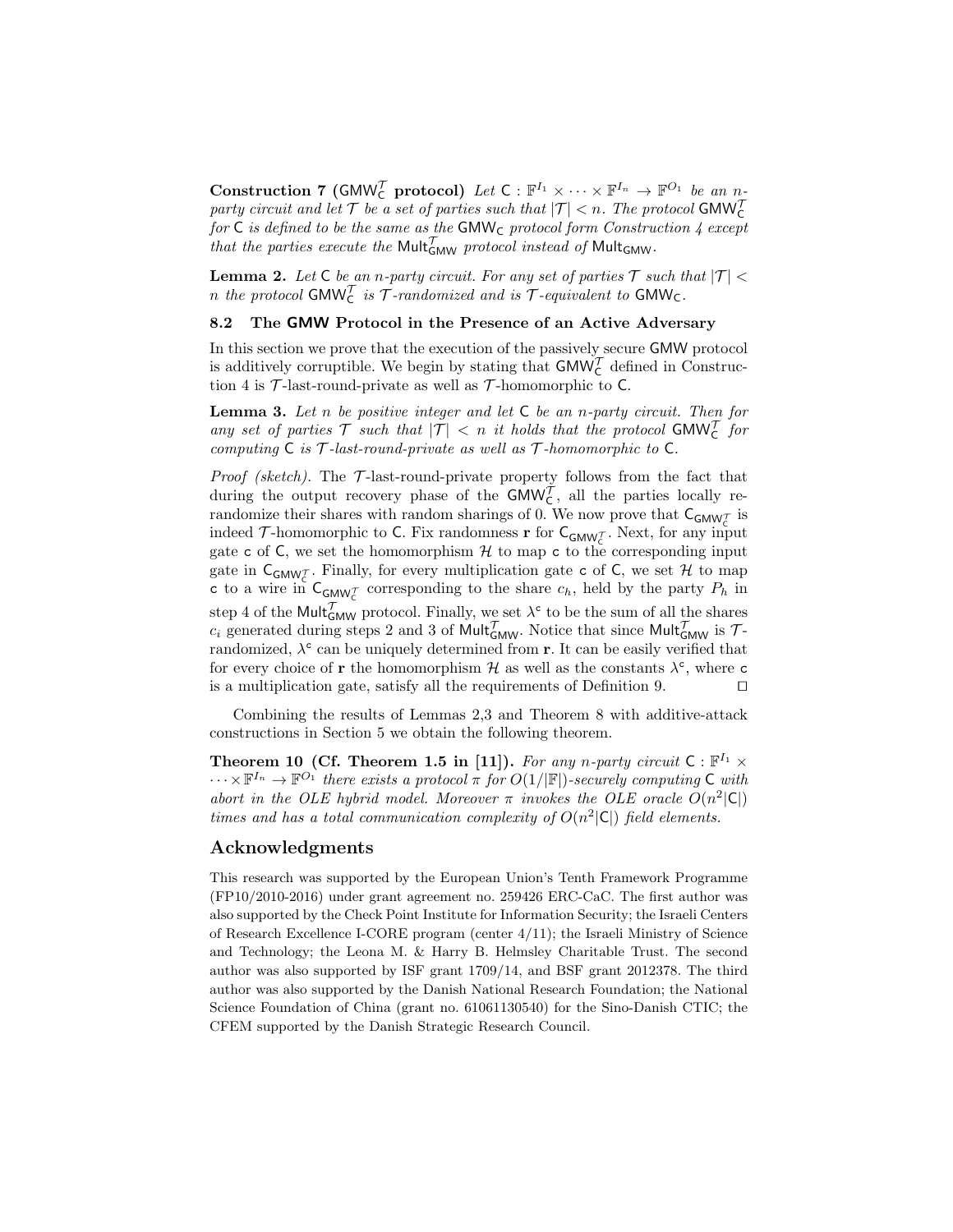**Construction 7 ($\mathsf{GMW}^{\mathcal{T}}_{\mathsf{C}}$ protocol)** *Let $\mathsf{C} : \mathbb{F}^{I_1} \times \cdots \times \mathbb{F}^{I_n} \to \mathbb{F}^{O_1}$ be an $n$-party circuit and let $\mathcal{T}$ be a set of parties such that $|\mathcal{T}| < n$. The protocol $\mathsf{GMW}^{\mathcal{T}}_{\mathsf{C}}$ for $\mathsf{C}$ is defined to be the same as the $\mathsf{GMW}_{\mathsf{C}}$ protocol form Construction 4 except that the parties execute the $\mathsf{Mult}^{\mathcal{T}}_{\mathsf{GMW}}$ protocol instead of $\mathsf{Mult}_{\mathsf{GMW}}$.*

**Lemma 2.** *Let $\mathsf{C}$ be an $n$-party circuit. For any set of parties $\mathcal{T}$ such that $|\mathcal{T}| < n$ the protocol $\mathsf{GMW}^{\mathcal{T}}_{\mathsf{C}}$ is $\mathcal{T}$-randomized and is $\mathcal{T}$-equivalent to $\mathsf{GMW}_{\mathsf{C}}$.*

### 8.2 The GMW Protocol in the Presence of an Active Adversary

In this section we prove that the execution of the passively secure GMW protocol is additively corruptible. We begin by stating that $\mathsf{GMW}^{\mathcal{T}}_{\mathsf{C}}$ defined in Construction 4 is $\mathcal{T}$-last-round-private as well as $\mathcal{T}$-homomorphic to $\mathsf{C}$.

**Lemma 3.** *Let $n$ be positive integer and let $\mathsf{C}$ be an $n$-party circuit. Then for any set of parties $\mathcal{T}$ such that $|\mathcal{T}| < n$ it holds that the protocol $\mathsf{GMW}^{\mathcal{T}}_{\mathsf{C}}$ for computing $\mathsf{C}$ is $\mathcal{T}$-last-round-private as well as $\mathcal{T}$-homomorphic to $\mathsf{C}$.*

*Proof (sketch).* The $\mathcal{T}$-last-round-private property follows from the fact that during the output recovery phase of the $\mathsf{GMW}^{\mathcal{T}}_{\mathsf{C}}$, all the parties locally re-randomize their shares with random sharings of 0. We now prove that $\mathsf{C}_{\mathsf{GMW}^{\mathcal{T}}_{\mathsf{C}}}$ is indeed $\mathcal{T}$-homomorphic to $\mathsf{C}$. Fix randomness $\mathbf{r}$ for $\mathsf{C}_{\mathsf{GMW}^{\mathcal{T}}_{\mathsf{C}}}$. Next, for any input gate $\mathsf{c}$ of $\mathsf{C}$, we set the homomorphism $\mathcal{H}$ to map $\mathsf{c}$ to the corresponding input gate in $\mathsf{C}_{\mathsf{GMW}^{\mathcal{T}}_{\mathsf{C}}}$. Finally, for every multiplication gate $\mathsf{c}$ of $\mathsf{C}$, we set $\mathcal{H}$ to map $\mathsf{c}$ to a wire in $\mathsf{C}_{\mathsf{GMW}^{\mathcal{T}}_{\mathsf{C}}}$ corresponding to the share $c_h$, held by the party $P_h$ in step 4 of the $\mathsf{Mult}^{\mathcal{T}}_{\mathsf{GMW}}$ protocol. Finally, we set $\lambda^{\mathsf{c}}$ to be the sum of all the shares $c_i$ generated during steps 2 and 3 of $\mathsf{Mult}^{\mathcal{T}}_{\mathsf{GMW}}$. Notice that since $\mathsf{Mult}^{\mathcal{T}}_{\mathsf{GMW}}$ is $\mathcal{T}$-randomized, $\lambda^{\mathsf{c}}$ can be uniquely determined from $\mathbf{r}$. It can be easily verified that for every choice of $\mathbf{r}$ the homomorphism $\mathcal{H}$ as well as the constants $\lambda^{\mathsf{c}}$, where $\mathsf{c}$ is a multiplication gate, satisfy all the requirements of Definition 9. ⊓⊔

Combining the results of Lemmas 2,3 and Theorem 8 with additive-attack constructions in Section 5 we obtain the following theorem.

**Theorem 10 (Cf. Theorem 1.5 in [11]).** *For any $n$-party circuit $\mathsf{C} : \mathbb{F}^{I_1} \times \cdots \times \mathbb{F}^{I_n} \to \mathbb{F}^{O_1}$ there exists a protocol $\pi$ for $O(1/|\mathbb{F}|)$-securely computing $\mathsf{C}$ with abort in the OLE hybrid model. Moreover $\pi$ invokes the OLE oracle $O(n^2|\mathsf{C}|)$ times and has a total communication complexity of $O(n^2|\mathsf{C}|)$ field elements.*

## Acknowledgments

This research was supported by the European Union's Tenth Framework Programme (FP10/2010-2016) under grant agreement no. 259426 ERC-CaC. The first author was also supported by the Check Point Institute for Information Security; the Israeli Centers of Research Excellence I-CORE program (center 4/11); the Israeli Ministry of Science and Technology; the Leona M. & Harry B. Helmsley Charitable Trust. The second author was also supported by ISF grant 1709/14, and BSF grant 2012378. The third author was also supported by the Danish National Research Foundation; the National Science Foundation of China (grant no. 61061130540) for the Sino-Danish CTIC; the CFEM supported by the Danish Strategic Research Council.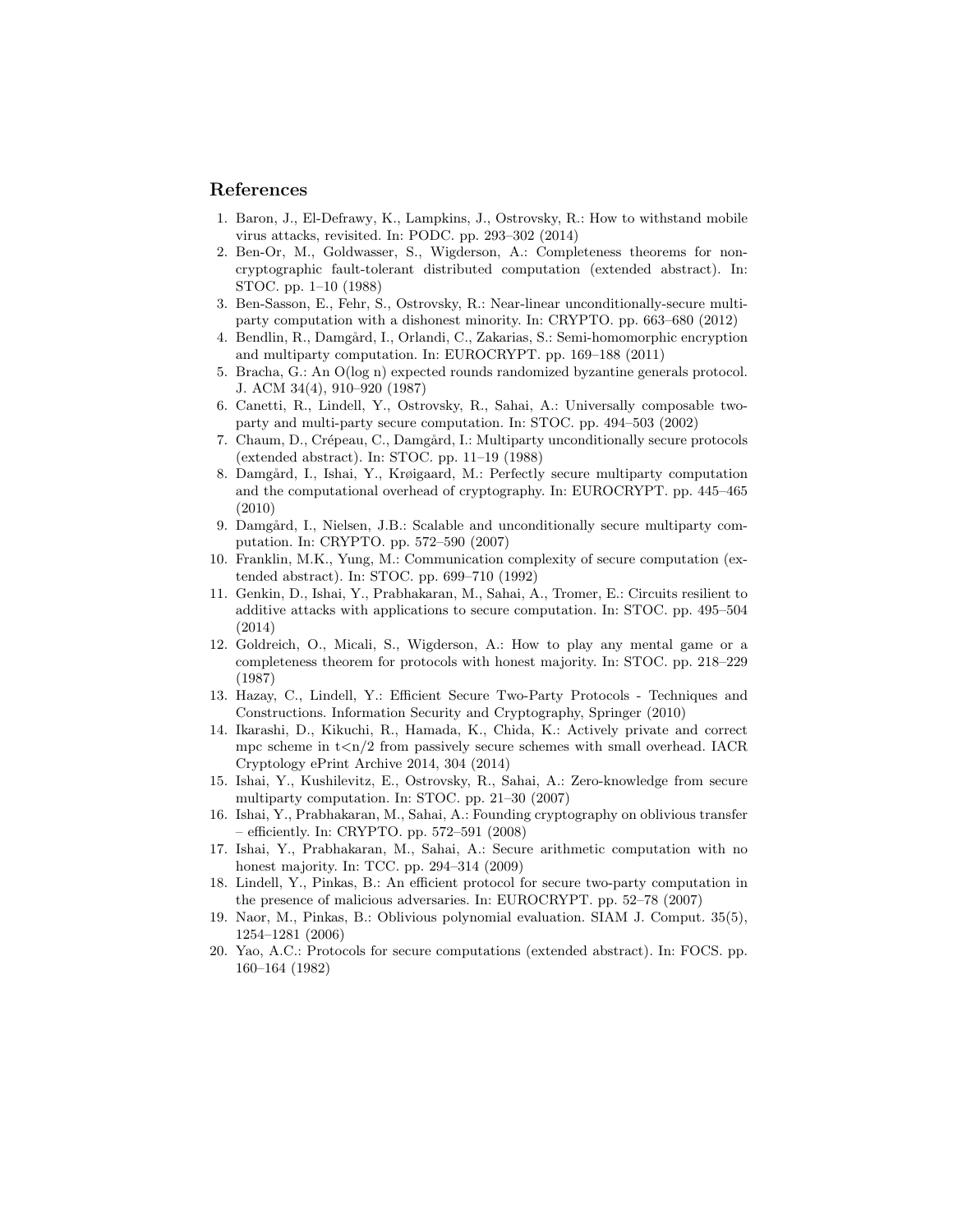## References

1. Baron, J., El-Defrawy, K., Lampkins, J., Ostrovsky, R.: How to withstand mobile virus attacks, revisited. In: PODC. pp. 293–302 (2014)
2. Ben-Or, M., Goldwasser, S., Wigderson, A.: Completeness theorems for non-cryptographic fault-tolerant distributed computation (extended abstract). In: STOC. pp. 1–10 (1988)
3. Ben-Sasson, E., Fehr, S., Ostrovsky, R.: Near-linear unconditionally-secure multiparty computation with a dishonest minority. In: CRYPTO. pp. 663–680 (2012)
4. Bendlin, R., Damgård, I., Orlandi, C., Zakarias, S.: Semi-homomorphic encryption and multiparty computation. In: EUROCRYPT. pp. 169–188 (2011)
5. Bracha, G.: An O(log n) expected rounds randomized byzantine generals protocol. J. ACM 34(4), 910–920 (1987)
6. Canetti, R., Lindell, Y., Ostrovsky, R., Sahai, A.: Universally composable two-party and multi-party secure computation. In: STOC. pp. 494–503 (2002)
7. Chaum, D., Crépeau, C., Damgård, I.: Multiparty unconditionally secure protocols (extended abstract). In: STOC. pp. 11–19 (1988)
8. Damgård, I., Ishai, Y., Krøigaard, M.: Perfectly secure multiparty computation and the computational overhead of cryptography. In: EUROCRYPT. pp. 445–465 (2010)
9. Damgård, I., Nielsen, J.B.: Scalable and unconditionally secure multiparty computation. In: CRYPTO. pp. 572–590 (2007)
10. Franklin, M.K., Yung, M.: Communication complexity of secure computation (extended abstract). In: STOC. pp. 699–710 (1992)
11. Genkin, D., Ishai, Y., Prabhakaran, M., Sahai, A., Tromer, E.: Circuits resilient to additive attacks with applications to secure computation. In: STOC. pp. 495–504 (2014)
12. Goldreich, O., Micali, S., Wigderson, A.: How to play any mental game or a completeness theorem for protocols with honest majority. In: STOC. pp. 218–229 (1987)
13. Hazay, C., Lindell, Y.: Efficient Secure Two-Party Protocols - Techniques and Constructions. Information Security and Cryptography, Springer (2010)
14. Ikarashi, D., Kikuchi, R., Hamada, K., Chida, K.: Actively private and correct mpc scheme in t<n/2 from passively secure schemes with small overhead. IACR Cryptology ePrint Archive 2014, 304 (2014)
15. Ishai, Y., Kushilevitz, E., Ostrovsky, R., Sahai, A.: Zero-knowledge from secure multiparty computation. In: STOC. pp. 21–30 (2007)
16. Ishai, Y., Prabhakaran, M., Sahai, A.: Founding cryptography on oblivious transfer – efficiently. In: CRYPTO. pp. 572–591 (2008)
17. Ishai, Y., Prabhakaran, M., Sahai, A.: Secure arithmetic computation with no honest majority. In: TCC. pp. 294–314 (2009)
18. Lindell, Y., Pinkas, B.: An efficient protocol for secure two-party computation in the presence of malicious adversaries. In: EUROCRYPT. pp. 52–78 (2007)
19. Naor, M., Pinkas, B.: Oblivious polynomial evaluation. SIAM J. Comput. 35(5), 1254–1281 (2006)
20. Yao, A.C.: Protocols for secure computations (extended abstract). In: FOCS. pp. 160–164 (1982)